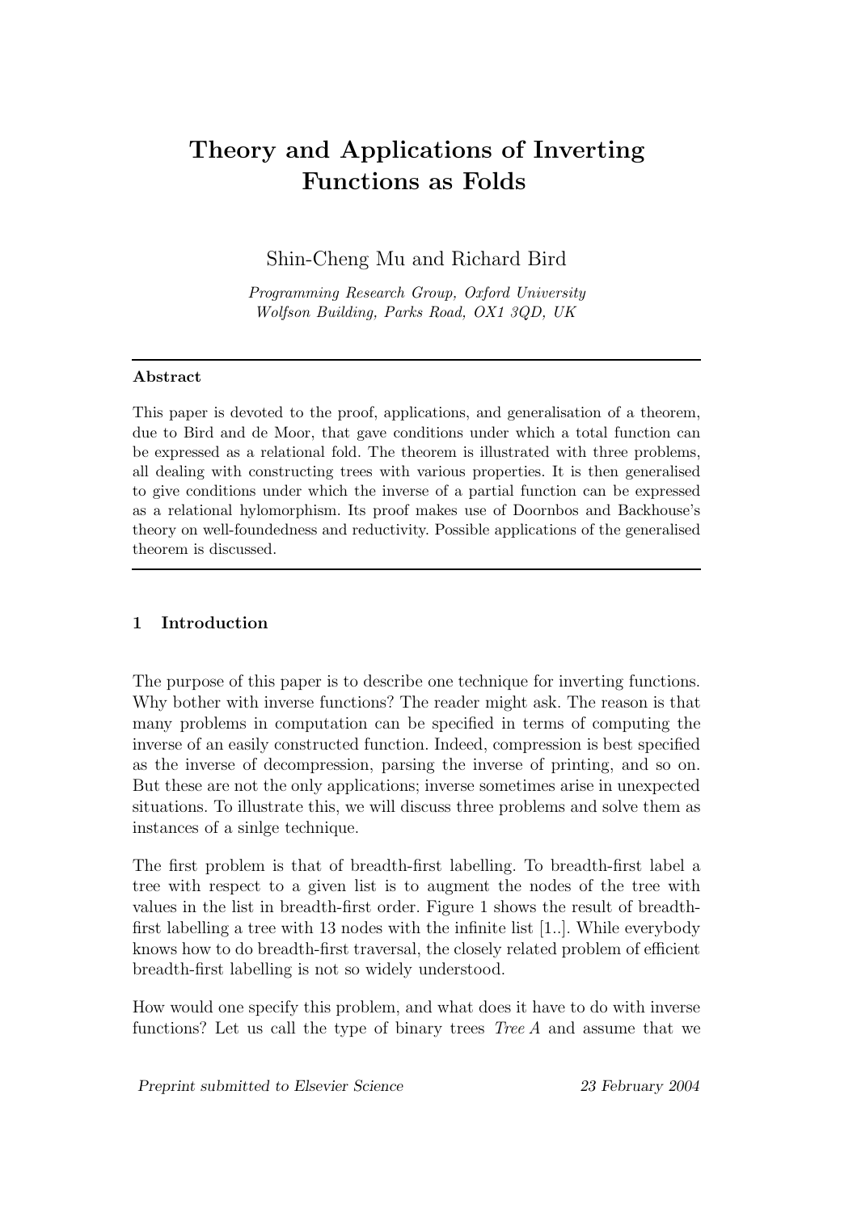# Theory and Applications of Inverting Functions as Folds

Shin-Cheng Mu and Richard Bird

*Programming Research Group, Oxford University*
*Wolfson Building, Parks Road, OX1 3QD, UK*

---

**Abstract**

This paper is devoted to the proof, applications, and generalisation of a theorem, due to Bird and de Moor, that gave conditions under which a total function can be expressed as a relational fold. The theorem is illustrated with three problems, all dealing with constructing trees with various properties. It is then generalised to give conditions under which the inverse of a partial function can be expressed as a relational hylomorphism. Its proof makes use of Doornbos and Backhouse's theory on well-foundedness and reductivity. Possible applications of the generalised theorem is discussed.

---

## 1 Introduction

The purpose of this paper is to describe one technique for inverting functions. Why bother with inverse functions? The reader might ask. The reason is that many problems in computation can be specified in terms of computing the inverse of an easily constructed function. Indeed, compression is best specified as the inverse of decompression, parsing the inverse of printing, and so on. But these are not the only applications; inverse sometimes arise in unexpected situations. To illustrate this, we will discuss three problems and solve them as instances of a sinlge technique.

The first problem is that of breadth-first labelling. To breadth-first label a tree with respect to a given list is to augment the nodes of the tree with values in the list in breadth-first order. Figure 1 shows the result of breadth-first labelling a tree with 13 nodes with the infinite list [1..]. While everybody knows how to do breadth-first traversal, the closely related problem of efficient breadth-first labelling is not so widely understood.

How would one specify this problem, and what does it have to do with inverse functions? Let us call the type of binary trees *Tree A* and assume that we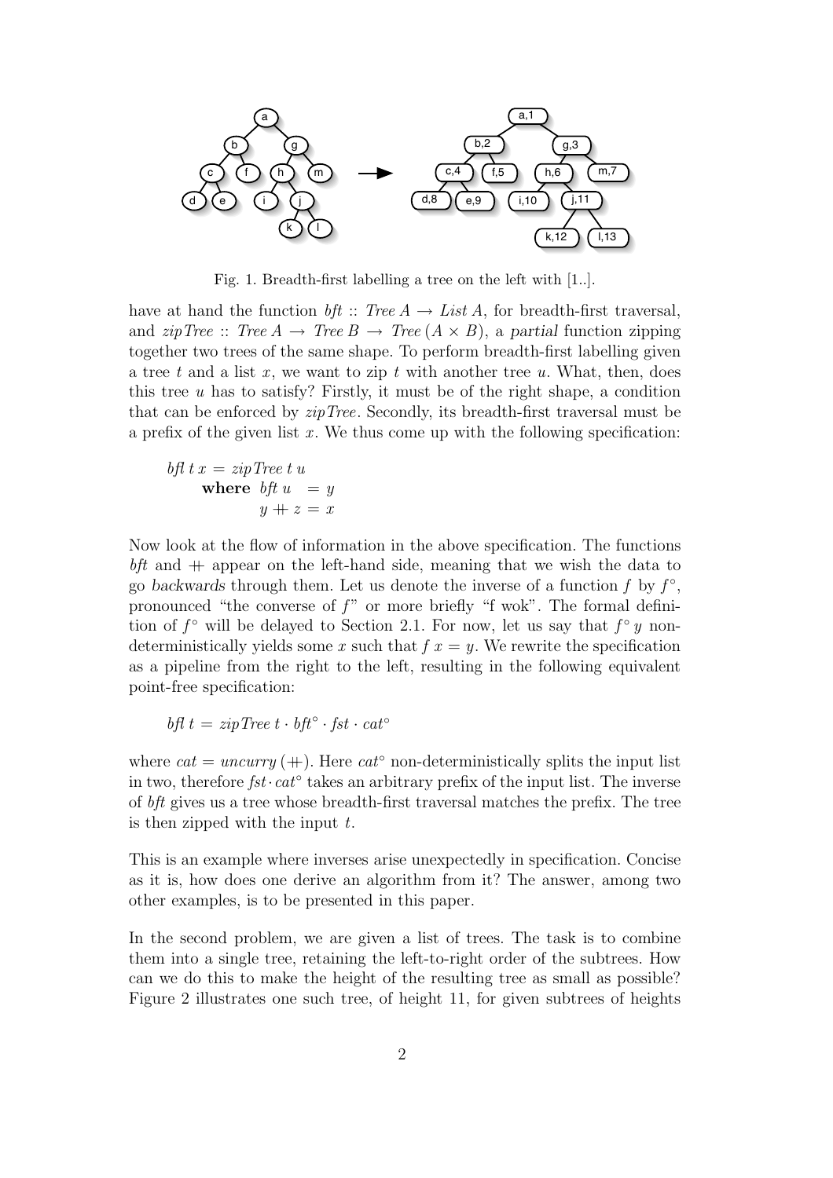Fig. 1. Breadth-first labelling a tree on the left with [1..].

have at hand the function $bft :: Tree\ A \rightarrow List\ A$, for breadth-first traversal, and $zipTree :: Tree\ A \rightarrow Tree\ B \rightarrow Tree\ (A \times B)$, a *partial* function zipping together two trees of the same shape. To perform breadth-first labelling given a tree $t$ and a list $x$, we want to zip $t$ with another tree $u$. What, then, does this tree $u$ has to satisfy? Firstly, it must be of the right shape, a condition that can be enforced by *zipTree*. Secondly, its breadth-first traversal must be a prefix of the given list $x$. We thus come up with the following specification:

$$
\begin{aligned}
&bfl\ t\ x = zipTree\ t\ u \\
&\quad \textbf{where}\ \ bft\ u \ \ = y \\
&\qquad\qquad y \mathbin{+\!\!+} z = x
\end{aligned}
$$

Now look at the flow of information in the above specification. The functions *bft* and $\mathbin{+\!\!+}$ appear on the left-hand side, meaning that we wish the data to go *backwards* through them. Let us denote the inverse of a function $f$ by $f^\circ$, pronounced "the converse of $f$" or more briefly "f wok". The formal definition of $f^\circ$ will be delayed to Section 2.1. For now, let us say that $f^\circ\ y$ non-deterministically yields some $x$ such that $f\ x = y$. We rewrite the specification as a pipeline from the right to the left, resulting in the following equivalent point-free specification:

$$bfl\ t = zipTree\ t \cdot bft^\circ \cdot fst \cdot cat^\circ$$

where $cat = uncurry\ (\mathbin{+\!\!+})$. Here $cat^\circ$ non-deterministically splits the input list in two, therefore $fst \cdot cat^\circ$ takes an arbitrary prefix of the input list. The inverse of *bft* gives us a tree whose breadth-first traversal matches the prefix. The tree is then zipped with the input $t$.

This is an example where inverses arise unexpectedly in specification. Concise as it is, how does one derive an algorithm from it? The answer, among two other examples, is to be presented in this paper.

In the second problem, we are given a list of trees. The task is to combine them into a single tree, retaining the left-to-right order of the subtrees. How can we do this to make the height of the resulting tree as small as possible? Figure 2 illustrates one such tree, of height 11, for given subtrees of heights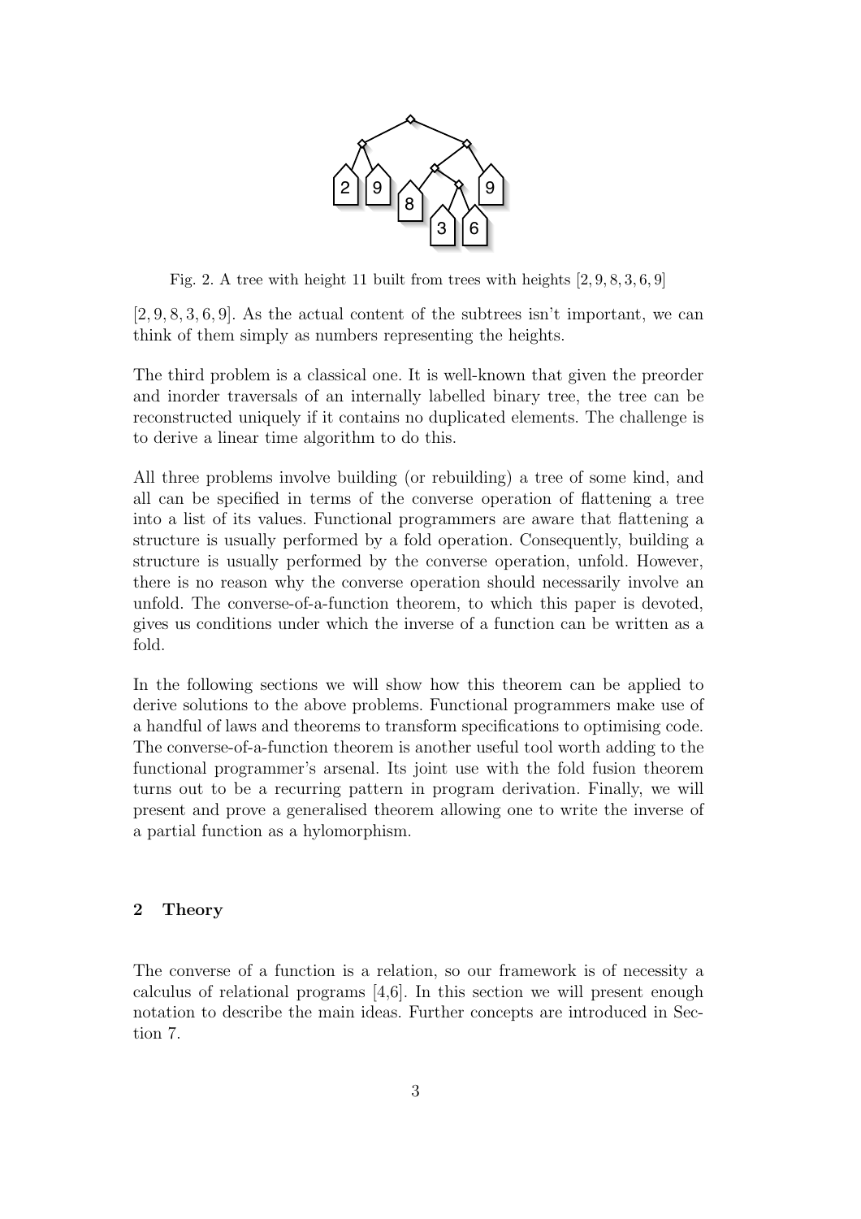Fig. 2. A tree with height 11 built from trees with heights $[2, 9, 8, 3, 6, 9]$

$[2, 9, 8, 3, 6, 9]$. As the actual content of the subtrees isn't important, we can think of them simply as numbers representing the heights.

The third problem is a classical one. It is well-known that given the preorder and inorder traversals of an internally labelled binary tree, the tree can be reconstructed uniquely if it contains no duplicated elements. The challenge is to derive a linear time algorithm to do this.

All three problems involve building (or rebuilding) a tree of some kind, and all can be specified in terms of the converse operation of flattening a tree into a list of its values. Functional programmers are aware that flattening a structure is usually performed by a fold operation. Consequently, building a structure is usually performed by the converse operation, unfold. However, there is no reason why the converse operation should necessarily involve an unfold. The converse-of-a-function theorem, to which this paper is devoted, gives us conditions under which the inverse of a function can be written as a fold.

In the following sections we will show how this theorem can be applied to derive solutions to the above problems. Functional programmers make use of a handful of laws and theorems to transform specifications to optimising code. The converse-of-a-function theorem is another useful tool worth adding to the functional programmer's arsenal. Its joint use with the fold fusion theorem turns out to be a recurring pattern in program derivation. Finally, we will present and prove a generalised theorem allowing one to write the inverse of a partial function as a hylomorphism.

## 2 Theory

The converse of a function is a relation, so our framework is of necessity a calculus of relational programs [4,6]. In this section we will present enough notation to describe the main ideas. Further concepts are introduced in Section 7.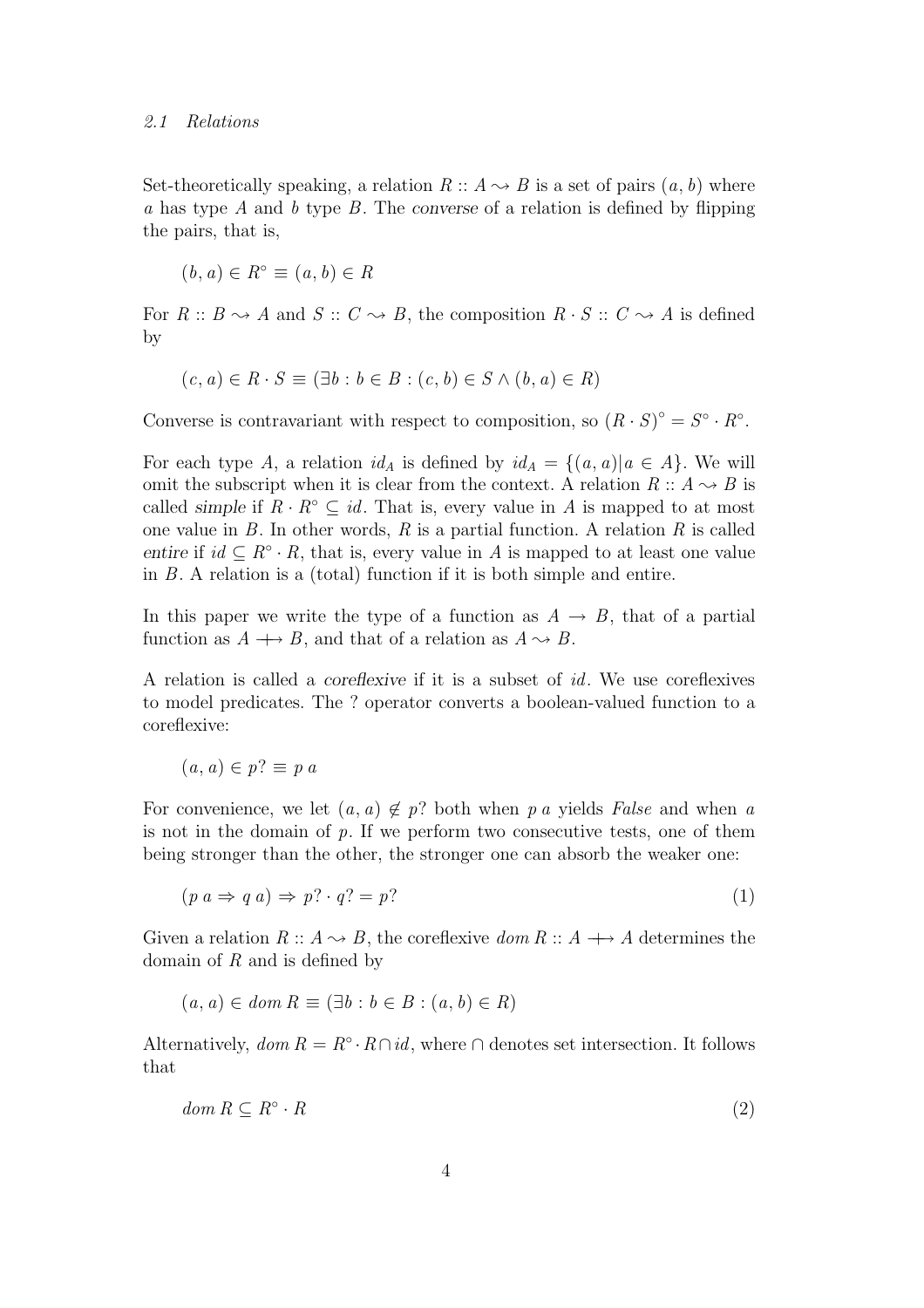### 2.1 Relations

Set-theoretically speaking, a relation $R :: A \leadsto B$ is a set of pairs $(a, b)$ where $a$ has type $A$ and $b$ type $B$. The *converse* of a relation is defined by flipping the pairs, that is,

$$(b, a) \in R^{\circ} \equiv (a, b) \in R$$

For $R :: B \leadsto A$ and $S :: C \leadsto B$, the composition $R \cdot S :: C \leadsto A$ is defined by

$$(c, a) \in R \cdot S \equiv (\exists b : b \in B : (c, b) \in S \wedge (b, a) \in R)$$

Converse is contravariant with respect to composition, so $(R \cdot S)^{\circ} = S^{\circ} \cdot R^{\circ}$.

For each type $A$, a relation $id_A$ is defined by $id_A = \{(a, a) | a \in A\}$. We will omit the subscript when it is clear from the context. A relation $R :: A \leadsto B$ is called *simple* if $R \cdot R^{\circ} \subseteq id$. That is, every value in $A$ is mapped to at most one value in $B$. In other words, $R$ is a partial function. A relation $R$ is called *entire* if $id \subseteq R^{\circ} \cdot R$, that is, every value in $A$ is mapped to at least one value in $B$. A relation is a (total) function if it is both simple and entire.

In this paper we write the type of a function as $A \to B$, that of a partial function as $A \nrightarrow B$, and that of a relation as $A \leadsto B$.

A relation is called a *coreflexive* if it is a subset of $id$. We use coreflexives to model predicates. The ? operator converts a boolean-valued function to a coreflexive:

$$(a, a) \in p? \equiv p\ a$$

For convenience, we let $(a, a) \notin p?$ both when $p\ a$ yields *False* and when $a$ is not in the domain of $p$. If we perform two consecutive tests, one of them being stronger than the other, the stronger one can absorb the weaker one:

$$(p\ a \Rightarrow q\ a) \Rightarrow p? \cdot q? = p? \tag{1}$$

Given a relation $R :: A \leadsto B$, the coreflexive $dom\ R :: A \nrightarrow A$ determines the domain of $R$ and is defined by

$$(a, a) \in dom\ R \equiv (\exists b : b \in B : (a, b) \in R)$$

Alternatively, $dom\ R = R^{\circ} \cdot R \cap id$, where $\cap$ denotes set intersection. It follows that

$$dom\ R \subseteq R^{\circ} \cdot R \tag{2}$$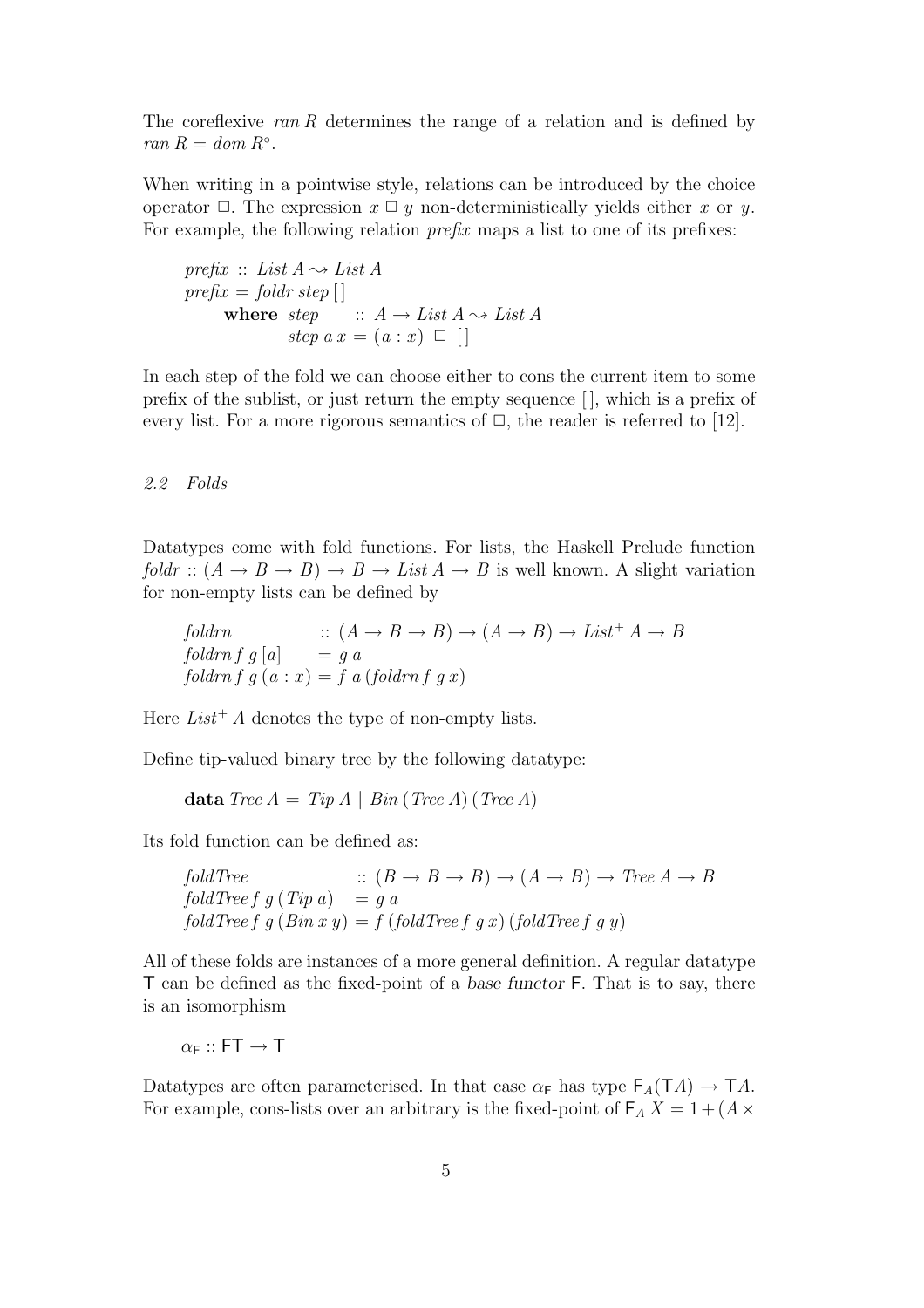The coreflexive $ran\ R$ determines the range of a relation and is defined by $ran\ R = dom\ R^{\circ}$.

When writing in a pointwise style, relations can be introduced by the choice operator $\Box$. The expression $x \Box y$ non-deterministically yields either $x$ or $y$. For example, the following relation *prefix* maps a list to one of its prefixes:

$$
\begin{array}{l}
prefix :: List\ A \rightsquigarrow List\ A \\
prefix = foldr\ step\ [\,] \\
\quad \textbf{where}\ step \quad :: A \rightarrow List\ A \rightsquigarrow List\ A \\
\qquad\qquad step\ a\ x = (a : x)\ \Box\ [\,]
\end{array}
$$

In each step of the fold we can choose either to cons the current item to some prefix of the sublist, or just return the empty sequence $[\,]$, which is a prefix of every list. For a more rigorous semantics of $\Box$, the reader is referred to [12].

### 2.2 Folds

Datatypes come with fold functions. For lists, the Haskell Prelude function $foldr :: (A \rightarrow B \rightarrow B) \rightarrow B \rightarrow List\ A \rightarrow B$ is well known. A slight variation for non-empty lists can be defined by

$$
\begin{array}{ll}
foldrn & :: (A \rightarrow B \rightarrow B) \rightarrow (A \rightarrow B) \rightarrow List^{+}\ A \rightarrow B \\
foldrn\ f\ g\ [a] & = g\ a \\
foldrn\ f\ g\ (a : x) & = f\ a\ (foldrn\ f\ g\ x)
\end{array}
$$

Here $List^{+}\ A$ denotes the type of non-empty lists.

Define tip-valued binary tree by the following datatype:

$$
\textbf{data}\ Tree\ A = Tip\ A \mid Bin\ (Tree\ A)\ (Tree\ A)
$$

Its fold function can be defined as:

$$
\begin{array}{ll}
foldTree & :: (B \rightarrow B \rightarrow B) \rightarrow (A \rightarrow B) \rightarrow Tree\ A \rightarrow B \\
foldTree\ f\ g\ (Tip\ a) & = g\ a \\
foldTree\ f\ g\ (Bin\ x\ y) & = f\ (foldTree\ f\ g\ x)\ (foldTree\ f\ g\ y)
\end{array}
$$

All of these folds are instances of a more general definition. A regular datatype $\mathsf{T}$ can be defined as the fixed-point of a *base functor* $\mathsf{F}$. That is to say, there is an isomorphism

$$
\alpha_{\mathsf{F}} :: \mathsf{FT} \rightarrow \mathsf{T}
$$

Datatypes are often parameterised. In that case $\alpha_{\mathsf{F}}$ has type $\mathsf{F}_A(\mathsf{T}A) \rightarrow \mathsf{T}A$. For example, cons-lists over an arbitrary is the fixed-point of $\mathsf{F}_A\ X = 1 + (A \times$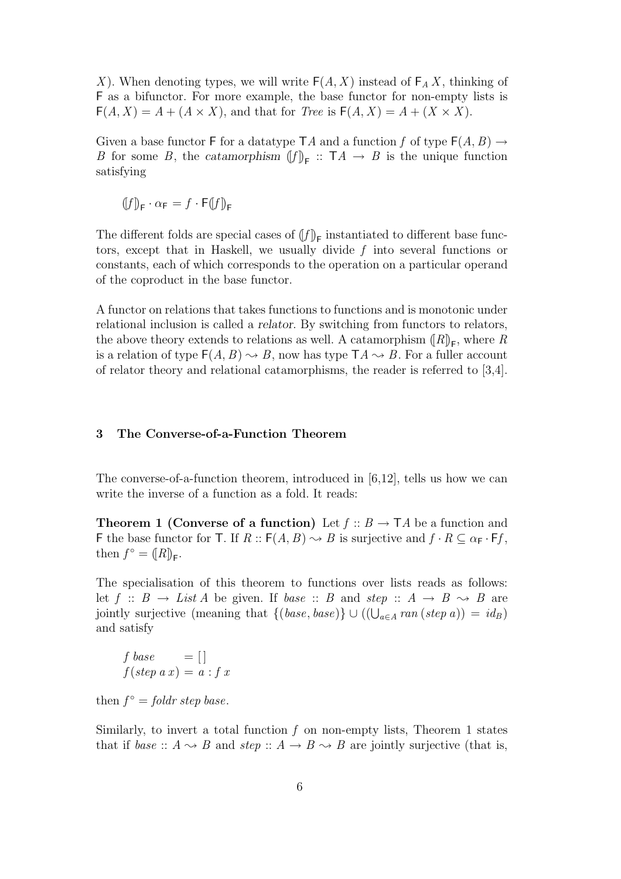$X$). When denoting types, we will write $\mathsf{F}(A, X)$ instead of $\mathsf{F}_A\, X$, thinking of $\mathsf{F}$ as a bifunctor. For more example, the base functor for non-empty lists is $\mathsf{F}(A, X) = A + (A \times X)$, and that for *Tree* is $\mathsf{F}(A, X) = A + (X \times X)$.

Given a base functor $\mathsf{F}$ for a datatype $\mathsf{T}A$ and a function $f$ of type $\mathsf{F}(A, B) \rightarrow B$ for some $B$, the *catamorphism* $(\!|f|\!)_{\mathsf{F}} :: \mathsf{T}A \rightarrow B$ is the unique function satisfying

$$(\!|f|\!)_{\mathsf{F}} \cdot \alpha_{\mathsf{F}} = f \cdot \mathsf{F}(\!|f|\!)_{\mathsf{F}}$$

The different folds are special cases of $(\!|f|\!)_{\mathsf{F}}$ instantiated to different base functors, except that in Haskell, we usually divide $f$ into several functions or constants, each of which corresponds to the operation on a particular operand of the coproduct in the base functor.

A functor on relations that takes functions to functions and is monotonic under relational inclusion is called a *relator*. By switching from functors to relators, the above theory extends to relations as well. A catamorphism $(\!|R|\!)_{\mathsf{F}}$, where $R$ is a relation of type $\mathsf{F}(A, B) \leadsto B$, now has type $\mathsf{T}A \leadsto B$. For a fuller account of relator theory and relational catamorphisms, the reader is referred to [3,4].

## 3 The Converse-of-a-Function Theorem

The converse-of-a-function theorem, introduced in [6,12], tells us how we can write the inverse of a function as a fold. It reads:

**Theorem 1 (Converse of a function)** Let $f :: B \rightarrow \mathsf{T}A$ be a function and $\mathsf{F}$ the base functor for $\mathsf{T}$. If $R :: \mathsf{F}(A, B) \leadsto B$ is surjective and $f \cdot R \subseteq \alpha_{\mathsf{F}} \cdot \mathsf{F}f$, then $f^{\circ} = (\!|R|\!)_{\mathsf{F}}$.

The specialisation of this theorem to functions over lists reads as follows: let $f :: B \rightarrow List\, A$ be given. If $base :: B$ and $step :: A \rightarrow B \leadsto B$ are jointly surjective (meaning that $\{(base, base)\} \cup ((\bigcup_{a \in A} ran\,(step\ a)) = id_B)$ and satisfy

$$
\begin{aligned}
&f\ base &&= [\,] \\
&f\,(step\ a\ x) &&= a : f\ x
\end{aligned}
$$

then $f^{\circ} = foldr\ step\ base$.

Similarly, to invert a total function $f$ on non-empty lists, Theorem 1 states that if $base :: A \leadsto B$ and $step :: A \rightarrow B \leadsto B$ are jointly surjective (that is,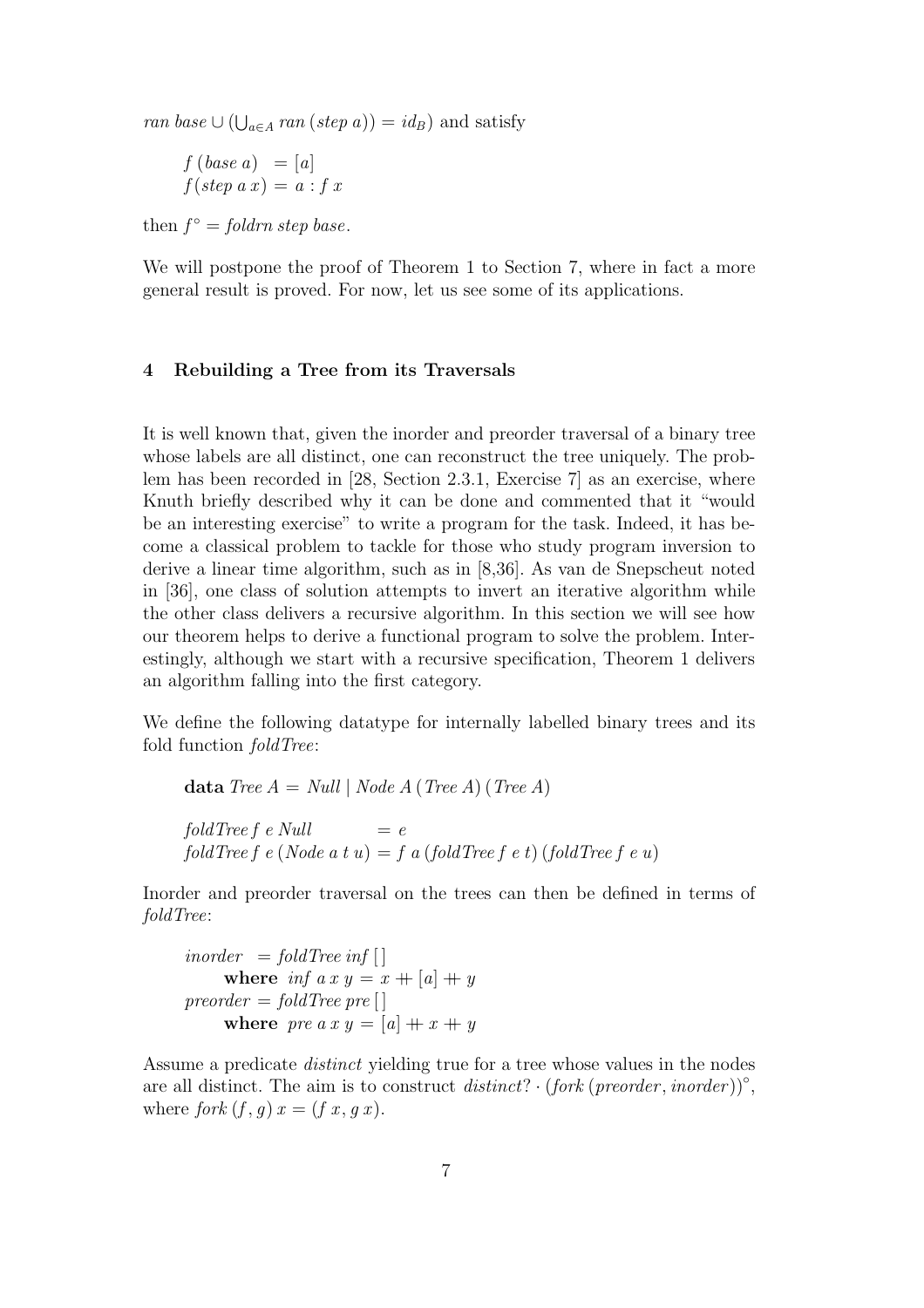$ran\ base \cup (\bigcup_{a \in A} ran\ (step\ a)) = id_B$) and satisfy

$$
\begin{aligned}
f\ (base\ a) &= [a] \\
f\ (step\ a\ x) &= a : f\ x
\end{aligned}
$$

then $f^{\circ} = foldrn\ step\ base$.

We will postpone the proof of Theorem 1 to Section 7, where in fact a more general result is proved. For now, let us see some of its applications.

## 4 Rebuilding a Tree from its Traversals

It is well known that, given the inorder and preorder traversal of a binary tree whose labels are all distinct, one can reconstruct the tree uniquely. The problem has been recorded in [28, Section 2.3.1, Exercise 7] as an exercise, where Knuth briefly described why it can be done and commented that it "would be an interesting exercise" to write a program for the task. Indeed, it has become a classical problem to tackle for those who study program inversion to derive a linear time algorithm, such as in [8,36]. As van de Snepscheut noted in [36], one class of solution attempts to invert an iterative algorithm while the other class delivers a recursive algorithm. In this section we will see how our theorem helps to derive a functional program to solve the problem. Interestingly, although we start with a recursive specification, Theorem 1 delivers an algorithm falling into the first category.

We define the following datatype for internally labelled binary trees and its fold function *foldTree*:

$$
\mathbf{data}\ Tree\ A = Null \mid Node\ A\ (Tree\ A)\ (Tree\ A)
$$

$$
\begin{aligned}
foldTree\ f\ e\ Null &= e \\
foldTree\ f\ e\ (Node\ a\ t\ u) &= f\ a\ (foldTree\ f\ e\ t)\ (foldTree\ f\ e\ u)
\end{aligned}
$$

Inorder and preorder traversal on the trees can then be defined in terms of *foldTree*:

$$
\begin{aligned}
inorder\ &= foldTree\ inf\ [\,] \\
&\quad \mathbf{where}\ \ inf\ a\ x\ y = x +\!\!+ [a] +\!\!+ y \\
preorder\ &= foldTree\ pre\ [\,] \\
&\quad \mathbf{where}\ \ pre\ a\ x\ y = [a] +\!\!+ x +\!\!+ y
\end{aligned}
$$

Assume a predicate *distinct* yielding true for a tree whose values in the nodes are all distinct. The aim is to construct $distinct? \cdot (fork\ (preorder, inorder))^{\circ}$, where $fork\ (f, g)\ x = (f\ x, g\ x)$.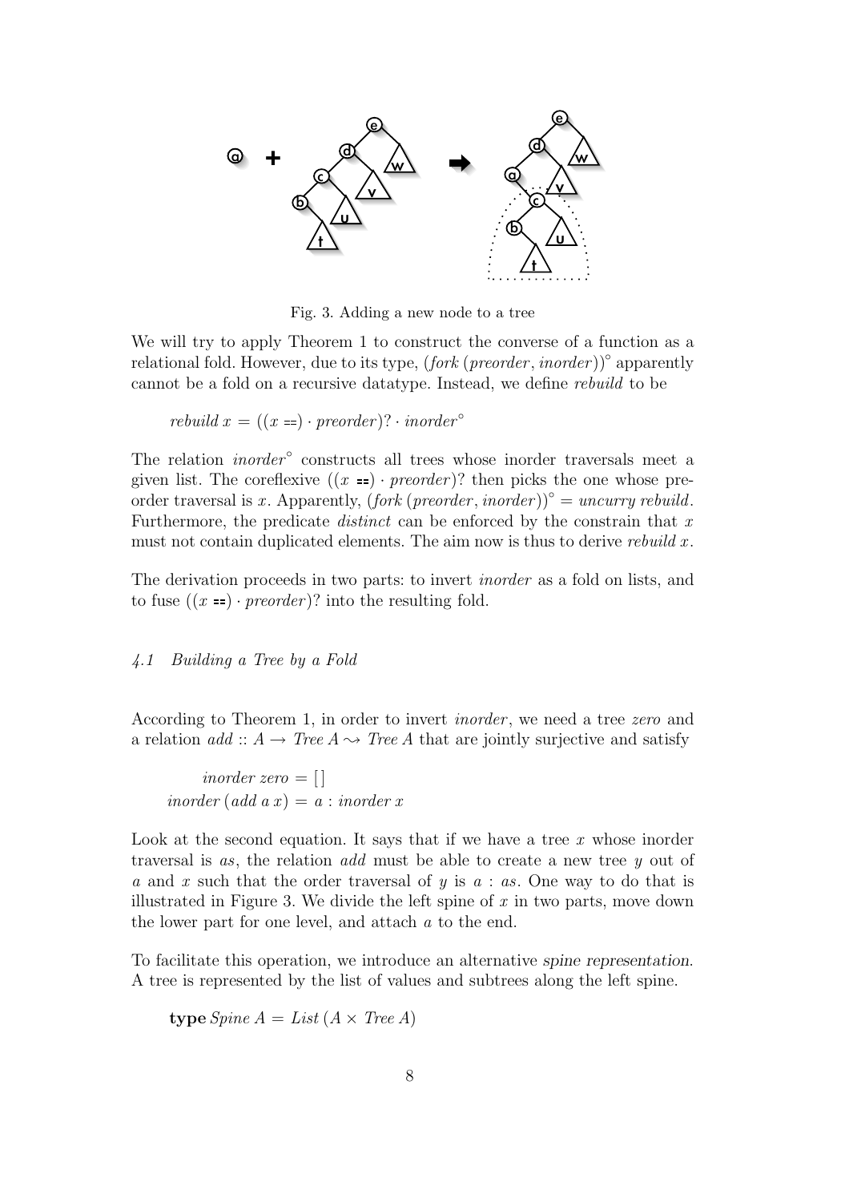Fig. 3. Adding a new node to a tree

We will try to apply Theorem 1 to construct the converse of a function as a relational fold. However, due to its type, $(fork\,(preorder, inorder))^\circ$ apparently cannot be a fold on a recursive datatype. Instead, we define *rebuild* to be

$$rebuild\; x = ((x \mathrel{==}) \cdot preorder)? \cdot inorder^\circ$$

The relation $inorder^\circ$ constructs all trees whose inorder traversals meet a given list. The coreflexive $((x \mathrel{==}) \cdot preorder)?$ then picks the one whose preorder traversal is $x$. Apparently, $(fork\,(preorder, inorder))^\circ = uncurry\; rebuild$. Furthermore, the predicate *distinct* can be enforced by the constrain that $x$ must not contain duplicated elements. The aim now is thus to derive $rebuild\; x$.

The derivation proceeds in two parts: to invert *inorder* as a fold on lists, and to fuse $((x \mathrel{==}) \cdot preorder)?$ into the resulting fold.

### 4.1 Building a Tree by a Fold

According to Theorem 1, in order to invert *inorder*, we need a tree *zero* and a relation $add :: A \to Tree\; A \leadsto Tree\; A$ that are jointly surjective and satisfy

$$\begin{aligned} inorder\; zero &= [\,] \\ inorder\,(add\; a\; x) &= a : inorder\; x \end{aligned}$$

Look at the second equation. It says that if we have a tree $x$ whose inorder traversal is $as$, the relation *add* must be able to create a new tree $y$ out of $a$ and $x$ such that the order traversal of $y$ is $a : as$. One way to do that is illustrated in Figure 3. We divide the left spine of $x$ in two parts, move down the lower part for one level, and attach $a$ to the end.

To facilitate this operation, we introduce an alternative *spine representation*. A tree is represented by the list of values and subtrees along the left spine.

$$\textbf{type}\; Spine\; A = List\,(A \times Tree\; A)$$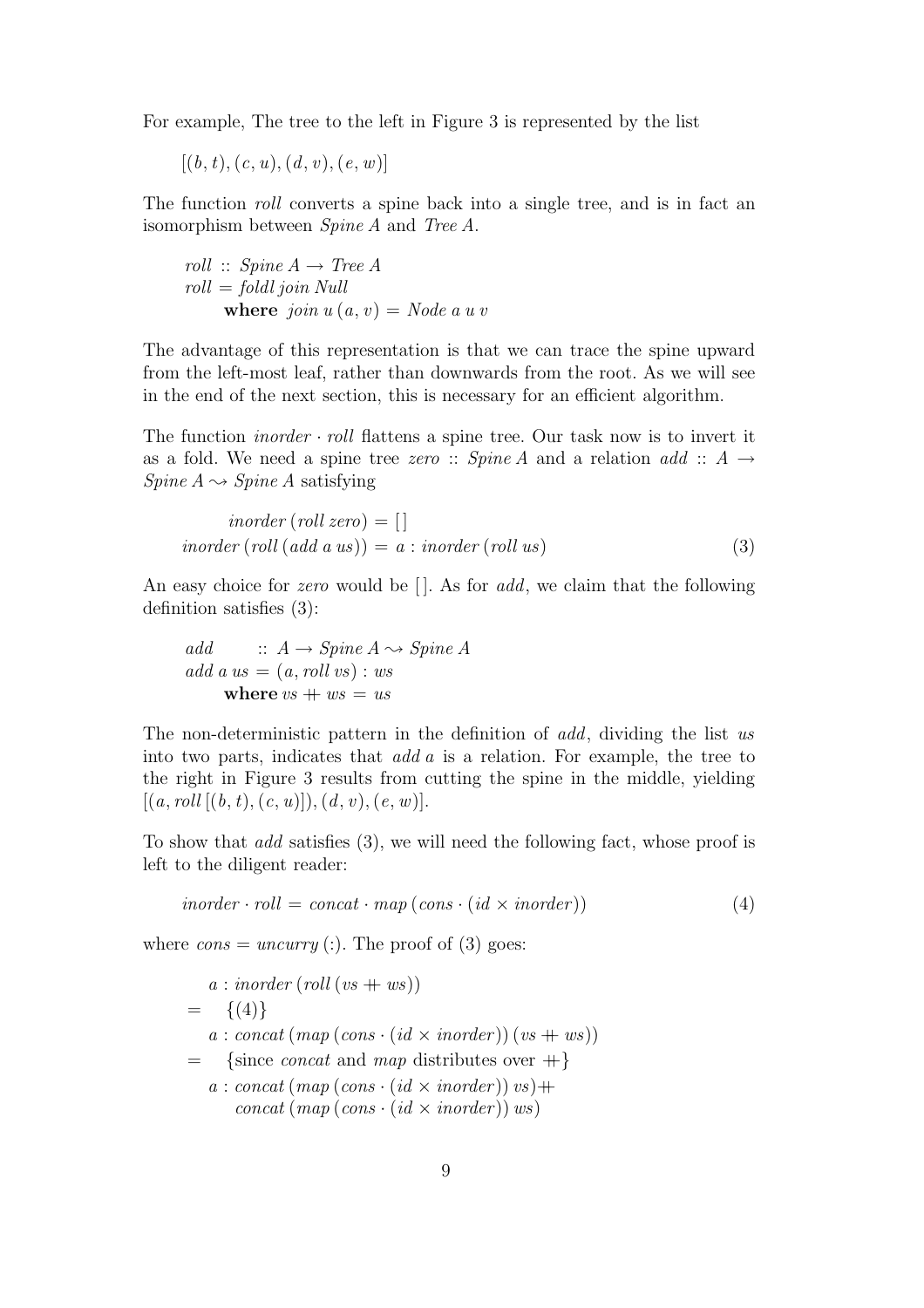For example, The tree to the left in Figure 3 is represented by the list

$$[(b, t), (c, u), (d, v), (e, w)]$$

The function *roll* converts a spine back into a single tree, and is in fact an isomorphism between *Spine A* and *Tree A*.

$$\begin{aligned}
&roll :: Spine\ A \rightarrow Tree\ A \\
&roll = foldl\ join\ Null \\
&\quad \textbf{where}\ join\ u\ (a, v) = Node\ a\ u\ v
\end{aligned}$$

The advantage of this representation is that we can trace the spine upward from the left-most leaf, rather than downwards from the root. As we will see in the end of the next section, this is necessary for an efficient algorithm.

The function $inorder \cdot roll$ flattens a spine tree. Our task now is to invert it as a fold. We need a spine tree $zero :: Spine\ A$ and a relation $add :: A \rightarrow Spine\ A \leadsto Spine\ A$ satisfying

$$\begin{aligned}
inorder\ (roll\ zero) &= [\,] \\
inorder\ (roll\ (add\ a\ us)) &= a : inorder\ (roll\ us)
\end{aligned} \tag{3}$$

An easy choice for *zero* would be $[\,]$. As for *add*, we claim that the following definition satisfies (3):

$$\begin{aligned}
&add \quad :: A \rightarrow Spine\ A \leadsto Spine\ A \\
&add\ a\ us = (a, roll\ vs) : ws \\
&\quad \textbf{where}\ vs +\!\!+ ws = us
\end{aligned}$$

The non-deterministic pattern in the definition of *add*, dividing the list *us* into two parts, indicates that *add a* is a relation. For example, the tree to the right in Figure 3 results from cutting the spine in the middle, yielding $[(a, roll\ [(b, t), (c, u)]), (d, v), (e, w)]$.

To show that *add* satisfies (3), we will need the following fact, whose proof is left to the diligent reader:

$$inorder \cdot roll = concat \cdot map\ (cons \cdot (id \times inorder)) \tag{4}$$

where $cons = uncurry\ (:)$. The proof of (3) goes:

$$\begin{aligned}
&\quad a : inorder\ (roll\ (vs +\!\!+ ws)) \\
&= \quad \{(4)\} \\
&\quad a : concat\ (map\ (cons \cdot (id \times inorder))\ (vs +\!\!+ ws)) \\
&= \quad \{\text{since } concat \text{ and } map \text{ distributes over } +\!\!+\} \\
&\quad a : concat\ (map\ (cons \cdot (id \times inorder))\ vs) +\!\!+ \\
&\qquad concat\ (map\ (cons \cdot (id \times inorder))\ ws)
\end{aligned}$$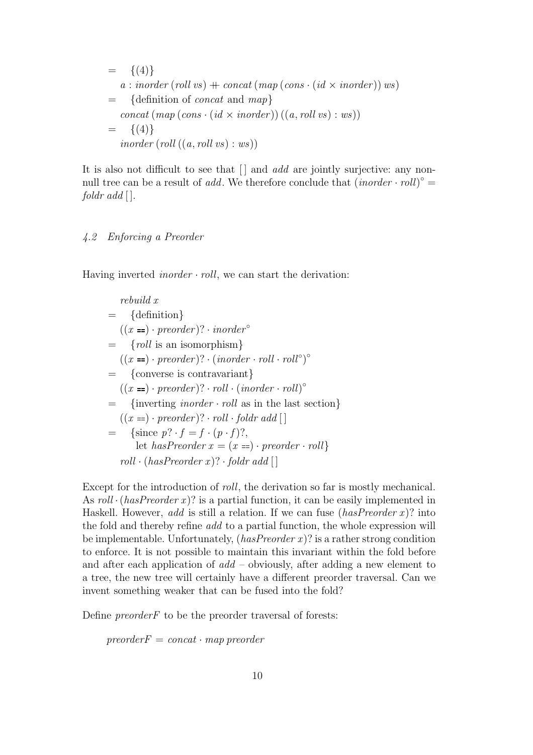$$
\begin{array}{ll}
= & \{(4)\} \\
& a : \mathit{inorder}\,(\mathit{roll}\,\mathit{vs}) +\!\!+ \mathit{concat}\,(\mathit{map}\,(\mathit{cons} \cdot (\mathit{id} \times \mathit{inorder}))\,\mathit{ws}) \\
= & \{\text{definition of } \mathit{concat} \text{ and } \mathit{map}\} \\
& \mathit{concat}\,(\mathit{map}\,(\mathit{cons} \cdot (\mathit{id} \times \mathit{inorder}))\,((a, \mathit{roll}\,\mathit{vs}) : \mathit{ws})) \\
= & \{(4)\} \\
& \mathit{inorder}\,(\mathit{roll}\,((a, \mathit{roll}\,\mathit{vs}) : \mathit{ws}))
\end{array}
$$

It is also not difficult to see that $[\,]$ and *add* are jointly surjective: any non-null tree can be a result of *add*. We therefore conclude that $(\mathit{inorder} \cdot \mathit{roll})^\circ = \mathit{foldr}\;\mathit{add}\,[\,]$.

### 4.2 Enforcing a Preorder

Having inverted $\mathit{inorder} \cdot \mathit{roll}$, we can start the derivation:

$$
\begin{array}{ll}
& \mathit{rebuild}\;x \\
= & \{\text{definition}\} \\
& ((x =\!=) \cdot \mathit{preorder})? \cdot \mathit{inorder}^\circ \\
= & \{\mathit{roll} \text{ is an isomorphism}\} \\
& ((x =\!=) \cdot \mathit{preorder})? \cdot (\mathit{inorder} \cdot \mathit{roll} \cdot \mathit{roll}^\circ)^\circ \\
= & \{\text{converse is contravariant}\} \\
& ((x =\!=) \cdot \mathit{preorder})? \cdot \mathit{roll} \cdot (\mathit{inorder} \cdot \mathit{roll})^\circ \\
= & \{\text{inverting } \mathit{inorder} \cdot \mathit{roll} \text{ as in the last section}\} \\
& ((x =\!=) \cdot \mathit{preorder})? \cdot \mathit{roll} \cdot \mathit{foldr}\;\mathit{add}\,[\,] \\
= & \{\text{since } p? \cdot f = f \cdot (p \cdot f)?, \\
& \quad \text{let } \mathit{hasPreorder}\;x = (x =\!=) \cdot \mathit{preorder} \cdot \mathit{roll}\} \\
& \mathit{roll} \cdot (\mathit{hasPreorder}\;x)? \cdot \mathit{foldr}\;\mathit{add}\,[\,]
\end{array}
$$

Except for the introduction of *roll*, the derivation so far is mostly mechanical. As $\mathit{roll} \cdot (\mathit{hasPreorder}\;x)?$ is a partial function, it can be easily implemented in Haskell. However, *add* is still a relation. If we can fuse $(\mathit{hasPreorder}\;x)?$ into the fold and thereby refine *add* to a partial function, the whole expression will be implementable. Unfortunately, $(\mathit{hasPreorder}\;x)?$ is a rather strong condition to enforce. It is not possible to maintain this invariant within the fold before and after each application of *add* – obviously, after adding a new element to a tree, the new tree will certainly have a different preorder traversal. Can we invent something weaker that can be fused into the fold?

Define *preorderF* to be the preorder traversal of forests:

$$
\mathit{preorderF} = \mathit{concat} \cdot \mathit{map}\;\mathit{preorder}
$$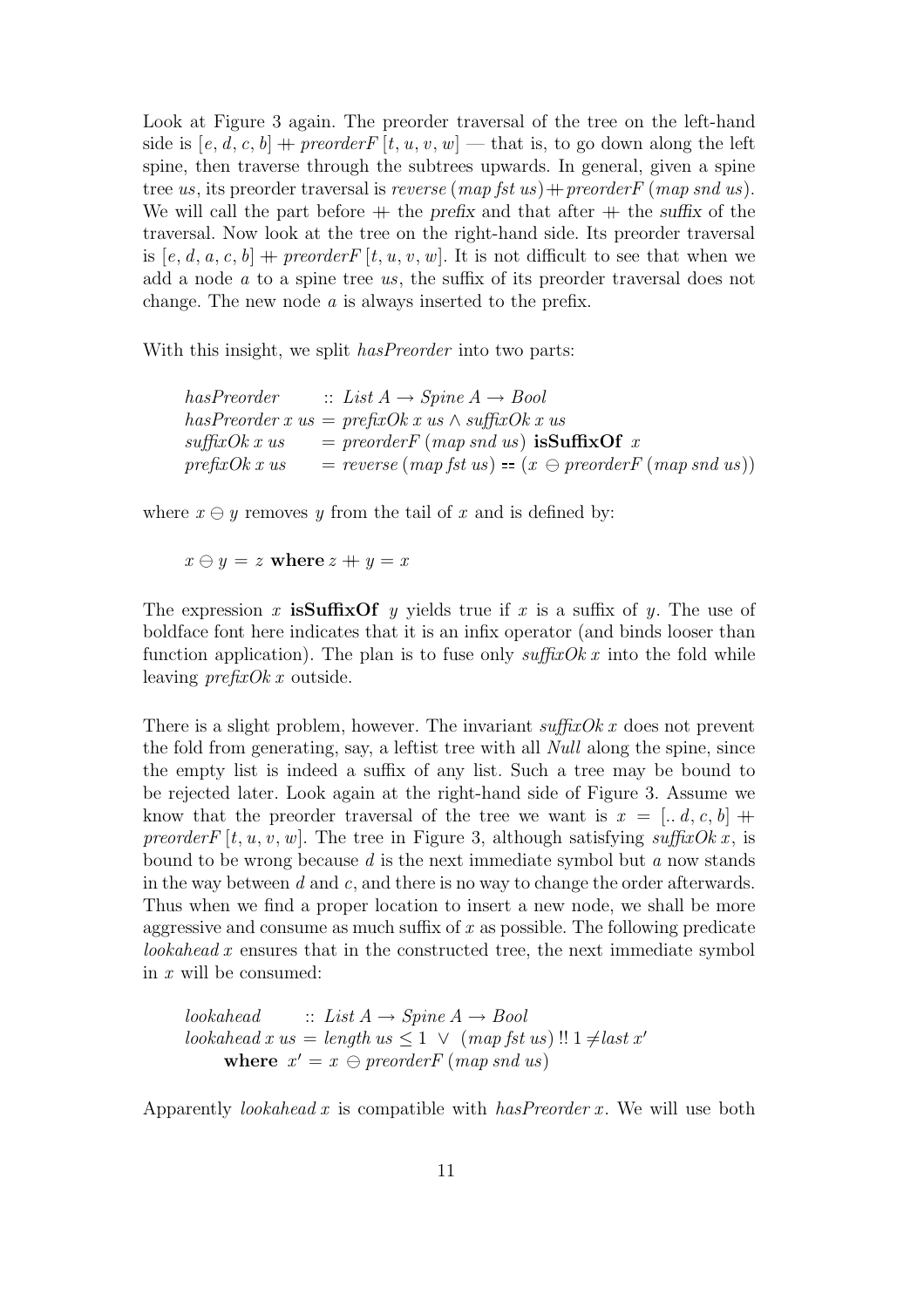Look at Figure 3 again. The preorder traversal of the tree on the left-hand side is $[e, d, c, b] +\!\!+ \mathit{preorderF}\ [t, u, v, w]$ — that is, to go down along the left spine, then traverse through the subtrees upwards. In general, given a spine tree *us*, its preorder traversal is $\mathit{reverse}\ (\mathit{map}\ \mathit{fst}\ us) +\!\!+ \mathit{preorderF}\ (\mathit{map}\ \mathit{snd}\ us)$. We will call the part before $+\!\!+$ the *prefix* and that after $+\!\!+$ the *suffix* of the traversal. Now look at the tree on the right-hand side. Its preorder traversal is $[e, d, a, c, b] +\!\!+ \mathit{preorderF}\ [t, u, v, w]$. It is not difficult to see that when we add a node $a$ to a spine tree *us*, the suffix of its preorder traversal does not change. The new node $a$ is always inserted to the prefix.

With this insight, we split *hasPreorder* into two parts:

$$
\begin{array}{ll}
\mathit{hasPreorder} & ::\ \mathit{List}\ A \rightarrow \mathit{Spine}\ A \rightarrow \mathit{Bool} \\
\mathit{hasPreorder}\ x\ us & = \mathit{prefixOk}\ x\ us \wedge \mathit{suffixOk}\ x\ us \\
\mathit{suffixOk}\ x\ us & = \mathit{preorderF}\ (\mathit{map}\ \mathit{snd}\ us)\ \mathbf{isSuffixOf}\ x \\
\mathit{prefixOk}\ x\ us & = \mathit{reverse}\ (\mathit{map}\ \mathit{fst}\ us) == (x \ominus \mathit{preorderF}\ (\mathit{map}\ \mathit{snd}\ us))
\end{array}
$$

where $x \ominus y$ removes $y$ from the tail of $x$ and is defined by:

$$
x \ominus y = z\ \mathbf{where}\ z +\!\!+ y = x
$$

The expression $x$ **isSuffixOf** $y$ yields true if $x$ is a suffix of $y$. The use of boldface font here indicates that it is an infix operator (and binds looser than function application). The plan is to fuse only $\mathit{suffixOk}\ x$ into the fold while leaving $\mathit{prefixOk}\ x$ outside.

There is a slight problem, however. The invariant $\mathit{suffixOk}\ x$ does not prevent the fold from generating, say, a leftist tree with all *Null* along the spine, since the empty list is indeed a suffix of any list. Such a tree may be bound to be rejected later. Look again at the right-hand side of Figure 3. Assume we know that the preorder traversal of the tree we want is $x = [..\ d, c, b] +\!\!+ \mathit{preorderF}\ [t, u, v, w]$. The tree in Figure 3, although satisfying $\mathit{suffixOk}\ x$, is bound to be wrong because $d$ is the next immediate symbol but $a$ now stands in the way between $d$ and $c$, and there is no way to change the order afterwards. Thus when we find a proper location to insert a new node, we shall be more aggressive and consume as much suffix of $x$ as possible. The following predicate $\mathit{lookahead}\ x$ ensures that in the constructed tree, the next immediate symbol in $x$ will be consumed:

$$
\begin{array}{l}
\mathit{lookahead}\quad ::\ \mathit{List}\ A \rightarrow \mathit{Spine}\ A \rightarrow \mathit{Bool} \\
\mathit{lookahead}\ x\ us = \mathit{length}\ us \leq 1\ \vee\ (\mathit{map}\ \mathit{fst}\ us)\ !!\ 1 \neq \mathit{last}\ x' \\
\quad \mathbf{where}\ \ x' = x \ominus \mathit{preorderF}\ (\mathit{map}\ \mathit{snd}\ us)
\end{array}
$$

Apparently $\mathit{lookahead}\ x$ is compatible with $\mathit{hasPreorder}\ x$. We will use both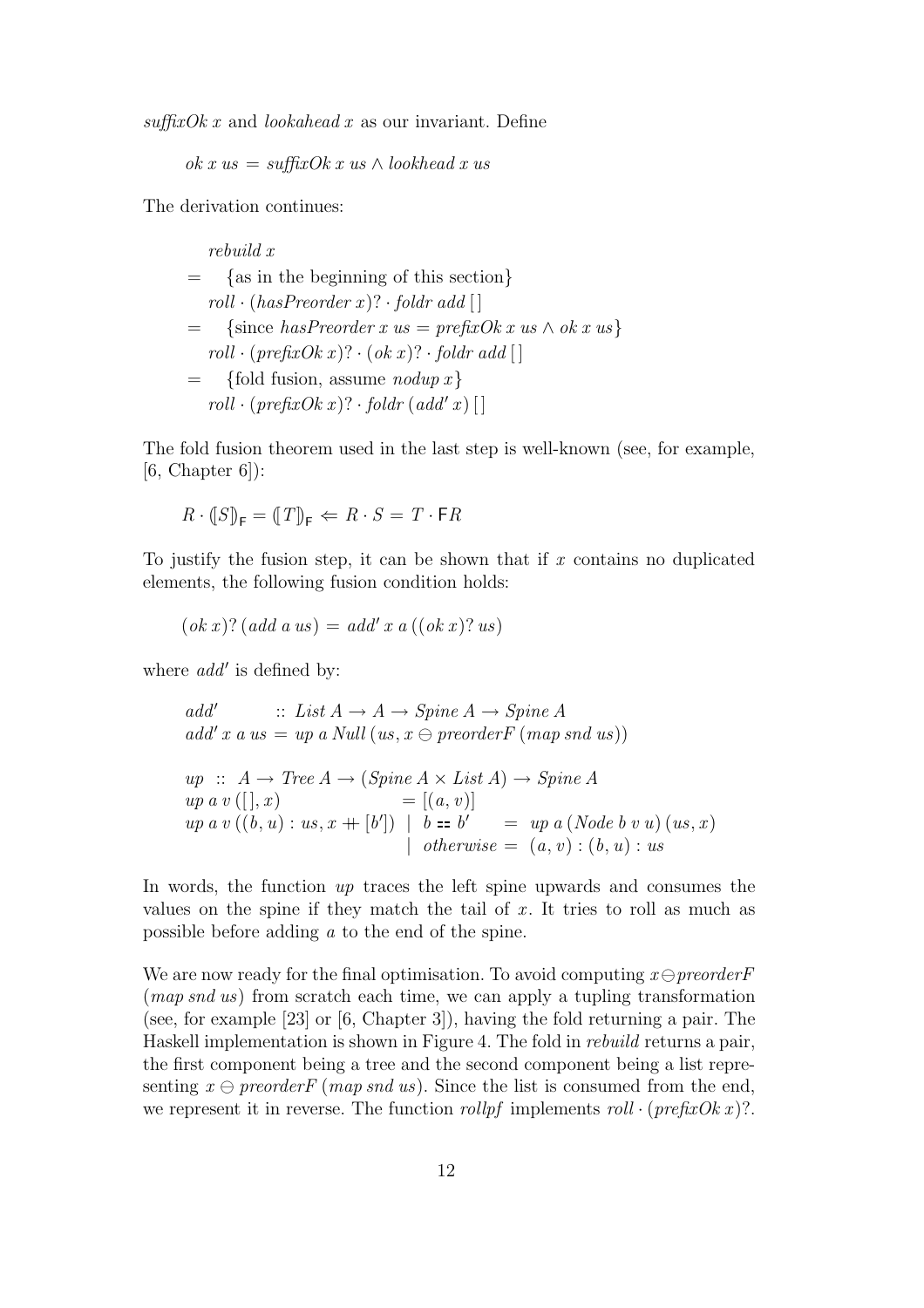*suffixOk x* and *lookahead x* as our invariant. Define

$$ok\ x\ us\ =\ suffixOk\ x\ us \wedge lookhead\ x\ us$$

The derivation continues:

$$
\begin{array}{ll}
 & rebuild\ x \\
= & \quad \{\text{as in the beginning of this section}\} \\
 & roll \cdot (hasPreorder\ x)? \cdot foldr\ add\ [\,] \\
= & \quad \{\text{since } hasPreorder\ x\ us = prefixOk\ x\ us \wedge ok\ x\ us\} \\
 & roll \cdot (prefixOk\ x)? \cdot (ok\ x)? \cdot foldr\ add\ [\,] \\
= & \quad \{\text{fold fusion, assume } nodup\ x\} \\
 & roll \cdot (prefixOk\ x)? \cdot foldr\ (add'\ x)\ [\,]
\end{array}
$$

The fold fusion theorem used in the last step is well-known (see, for example, [6, Chapter 6]):

$$R \cdot (\!|S|\!)_{\mathsf{F}} = (\!|T|\!)_{\mathsf{F}} \Leftarrow R \cdot S\ =\ T \cdot \mathsf{F}R$$

To justify the fusion step, it can be shown that if $x$ contains no duplicated elements, the following fusion condition holds:

$$(ok\ x)?\ (add\ a\ us)\ =\ add'\ x\ a\ ((ok\ x)?\ us)$$

where $add'$ is defined by:

$$
\begin{array}{l}
add' \quad\quad :: \ List\ A \rightarrow A \rightarrow Spine\ A \rightarrow Spine\ A \\
add'\ x\ a\ us\ =\ up\ a\ Null\ (us, x \ominus preorderF\ (map\ snd\ us))
\end{array}
$$

$$
\begin{array}{lll}
up\ ::\ A \rightarrow Tree\ A \rightarrow (Spine\ A \times List\ A) \rightarrow Spine\ A & & \\
up\ a\ v\ ([\,], x) & & = [(a, v)] \\
up\ a\ v\ ((b, u) : us, x +\!\!+ [b']) & \mid\ b == b' & = up\ a\ (Node\ b\ v\ u)\ (us, x) \\
 & \mid\ otherwise & = (a, v) : (b, u) : us
\end{array}
$$

In words, the function *up* traces the left spine upwards and consumes the values on the spine if they match the tail of $x$. It tries to roll as much as possible before adding $a$ to the end of the spine.

We are now ready for the final optimisation. To avoid computing $x \ominus preorderF$ $(map\ snd\ us)$ from scratch each time, we can apply a tupling transformation (see, for example [23] or [6, Chapter 3]), having the fold returning a pair. The Haskell implementation is shown in Figure 4. The fold in *rebuild* returns a pair, the first component being a tree and the second component being a list representing $x \ominus preorderF\ (map\ snd\ us)$. Since the list is consumed from the end, we represent it in reverse. The function *rollpf* implements $roll \cdot (prefixOk\ x)?$.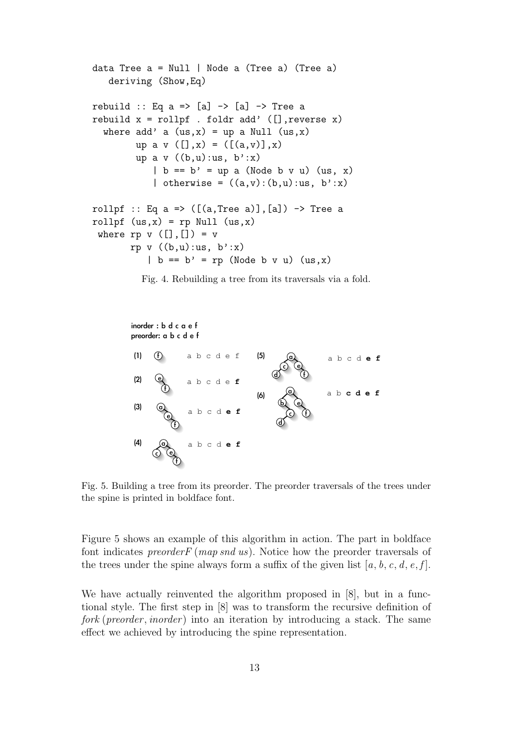```haskell
data Tree a = Null | Node a (Tree a) (Tree a)
   deriving (Show,Eq)

rebuild :: Eq a => [a] -> [a] -> Tree a
rebuild x = rollpf . foldr add' ([],reverse x)
  where add' a (us,x) = up a Null (us,x)
        up a v ([],x) = ([(a,v)],x)
        up a v ((b,u):us, b':x)
           | b == b' = up a (Node b v u) (us, x)
           | otherwise = ((a,v):(b,u):us, b':x)

rollpf :: Eq a => ([(a,Tree a)],[a]) -> Tree a
rollpf (us,x) = rp Null (us,x)
 where rp v ([],[]) = v
       rp v ((b,u):us, b':x)
          | b == b' = rp (Node b v u) (us,x)
```

Fig. 4. Rebuilding a tree from its traversals via a fold.

inorder : b d c a e f
preorder: a b c d e f

(1) a b c d e f

(2) a b c d e **f**

(3) a b c d **e f**

(4) a b c d **e f**

(5) a b c d **e f**

(6) a b **c d e f**

Fig. 5. Building a tree from its preorder. The preorder traversals of the trees under the spine is printed in boldface font.

Figure 5 shows an example of this algorithm in action. The part in boldface font indicates *preorderF* (*map snd us*). Notice how the preorder traversals of the trees under the spine always form a suffix of the given list $[a, b, c, d, e, f]$.

We have actually reinvented the algorithm proposed in [8], but in a functional style. The first step in [8] was to transform the recursive definition of *fork* (*preorder*, *inorder*) into an iteration by introducing a stack. The same effect we achieved by introducing the spine representation.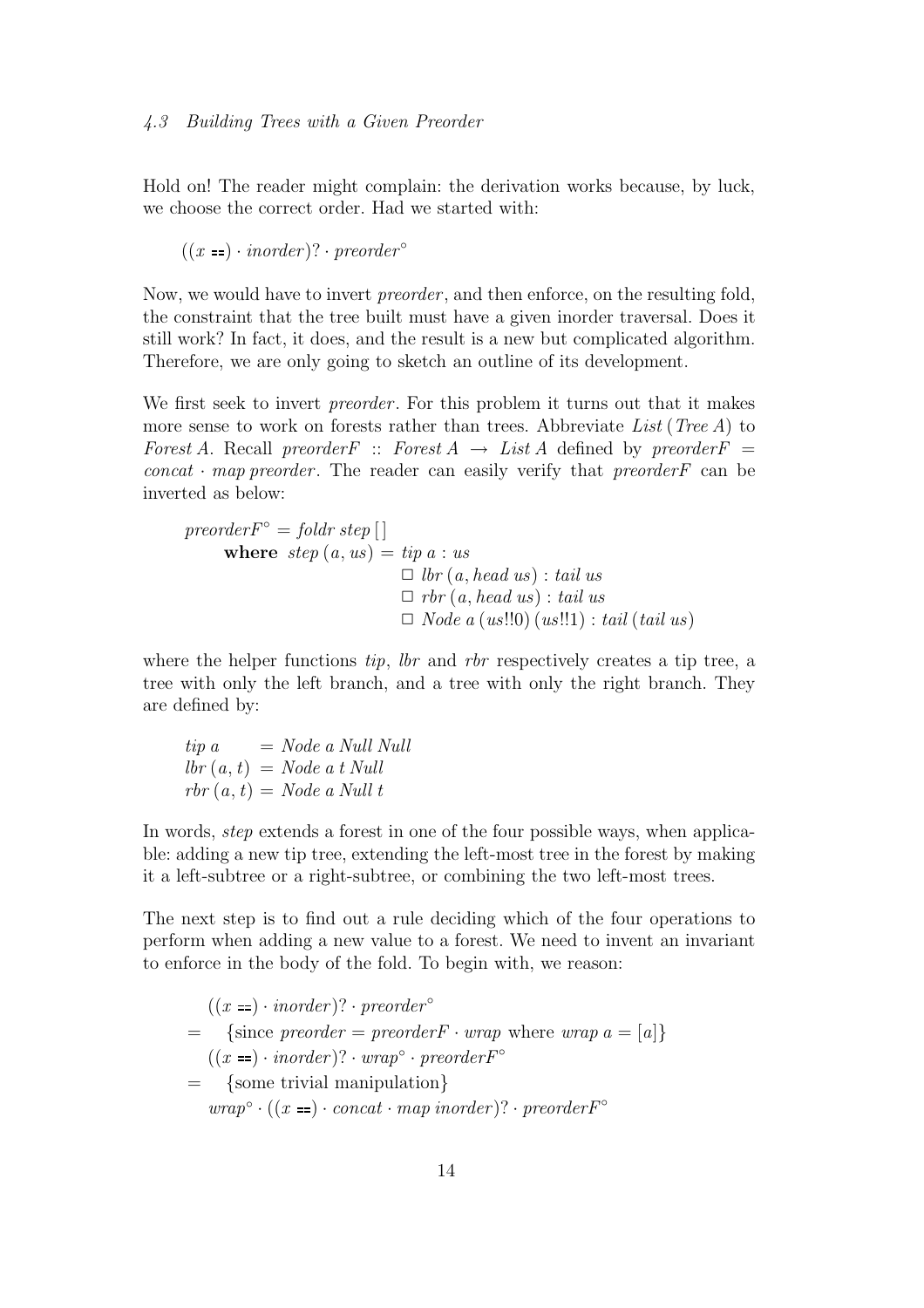Hold on! The reader might complain: the derivation works because, by luck, we choose the correct order. Had we started with:

$$((x \mathrel{==}) \cdot \mathit{inorder})? \cdot \mathit{preorder}^{\circ}$$

Now, we would have to invert *preorder*, and then enforce, on the resulting fold, the constraint that the tree built must have a given inorder traversal. Does it still work? In fact, it does, and the result is a new but complicated algorithm. Therefore, we are only going to sketch an outline of its development.

We first seek to invert *preorder*. For this problem it turns out that it makes more sense to work on forests rather than trees. Abbreviate $\mathit{List}\,(\mathit{Tree}\,A)$ to $\mathit{Forest}\,A$. Recall $\mathit{preorderF} :: \mathit{Forest}\,A \rightarrow \mathit{List}\,A$ defined by $\mathit{preorderF} = \mathit{concat} \cdot \mathit{map}\,\mathit{preorder}$. The reader can easily verify that *preorderF* can be inverted as below:

$$
\begin{array}{l}
\mathit{preorderF}^{\circ} = \mathit{foldr}\;\mathit{step}\;[\,] \\
\quad \textbf{where}\;\; \mathit{step}\,(a, \mathit{us}) = \mathit{tip}\;a : \mathit{us} \\
\quad\quad\quad\quad\quad\quad\quad\quad\quad\; \Box\; \mathit{lbr}\,(a, \mathit{head}\;\mathit{us}) : \mathit{tail}\;\mathit{us} \\
\quad\quad\quad\quad\quad\quad\quad\quad\quad\; \Box\; \mathit{rbr}\,(a, \mathit{head}\;\mathit{us}) : \mathit{tail}\;\mathit{us} \\
\quad\quad\quad\quad\quad\quad\quad\quad\quad\; \Box\; \mathit{Node}\;a\,(\mathit{us}!!0)\,(\mathit{us}!!1) : \mathit{tail}\,(\mathit{tail}\;\mathit{us})
\end{array}
$$

where the helper functions *tip*, *lbr* and *rbr* respectively creates a tip tree, a tree with only the left branch, and a tree with only the right branch. They are defined by:

$$
\begin{array}{lcl}
\mathit{tip}\;a & = & \mathit{Node}\;a\;\mathit{Null}\;\mathit{Null} \\
\mathit{lbr}\,(a, t) & = & \mathit{Node}\;a\;t\;\mathit{Null} \\
\mathit{rbr}\,(a, t) & = & \mathit{Node}\;a\;\mathit{Null}\;t
\end{array}
$$

In words, *step* extends a forest in one of the four possible ways, when applicable: adding a new tip tree, extending the left-most tree in the forest by making it a left-subtree or a right-subtree, or combining the two left-most trees.

The next step is to find out a rule deciding which of the four operations to perform when adding a new value to a forest. We need to invent an invariant to enforce in the body of the fold. To begin with, we reason:

$$
\begin{array}{cl}
 & ((x \mathrel{==}) \cdot \mathit{inorder})? \cdot \mathit{preorder}^{\circ} \\
= & \quad \{\text{since } \mathit{preorder} = \mathit{preorderF} \cdot \mathit{wrap} \text{ where } \mathit{wrap}\;a = [a]\} \\
 & ((x \mathrel{==}) \cdot \mathit{inorder})? \cdot \mathit{wrap}^{\circ} \cdot \mathit{preorderF}^{\circ} \\
= & \quad \{\text{some trivial manipulation}\} \\
 & \mathit{wrap}^{\circ} \cdot ((x \mathrel{==}) \cdot \mathit{concat} \cdot \mathit{map}\;\mathit{inorder})? \cdot \mathit{preorderF}^{\circ}
\end{array}
$$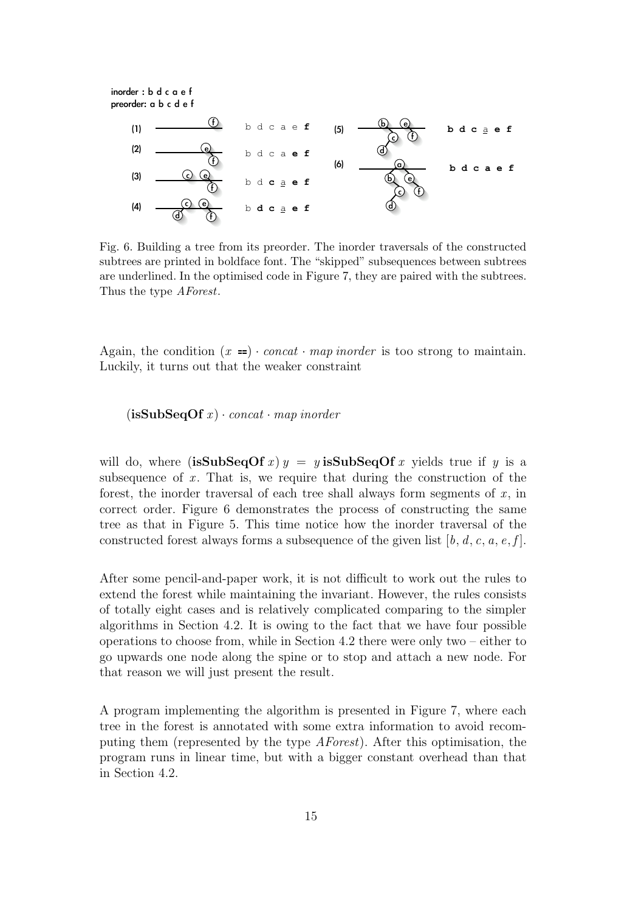Fig. 6. Building a tree from its preorder. The inorder traversals of the constructed subtrees are printed in boldface font. The "skipped" subsequences between subtrees are underlined. In the optimised code in Figure 7, they are paired with the subtrees. Thus the type *AForest*.

Again, the condition $(x ==) \cdot concat \cdot map\ inorder$ is too strong to maintain. Luckily, it turns out that the weaker constraint

$$(\textbf{isSubSeqOf}\ x) \cdot concat \cdot map\ inorder$$

will do, where $(\textbf{isSubSeqOf}\ x)\ y\ =\ y\ \textbf{isSubSeqOf}\ x$ yields true if $y$ is a subsequence of $x$. That is, we require that during the construction of the forest, the inorder traversal of each tree shall always form segments of $x$, in correct order. Figure 6 demonstrates the process of constructing the same tree as that in Figure 5. This time notice how the inorder traversal of the constructed forest always forms a subsequence of the given list $[b, d, c, a, e, f]$.

After some pencil-and-paper work, it is not difficult to work out the rules to extend the forest while maintaining the invariant. However, the rules consists of totally eight cases and is relatively complicated comparing to the simpler algorithms in Section 4.2. It is owing to the fact that we have four possible operations to choose from, while in Section 4.2 there were only two – either to go upwards one node along the spine or to stop and attach a new node. For that reason we will just present the result.

A program implementing the algorithm is presented in Figure 7, where each tree in the forest is annotated with some extra information to avoid recomputing them (represented by the type *AForest*). After this optimisation, the program runs in linear time, but with a bigger constant overhead than that in Section 4.2.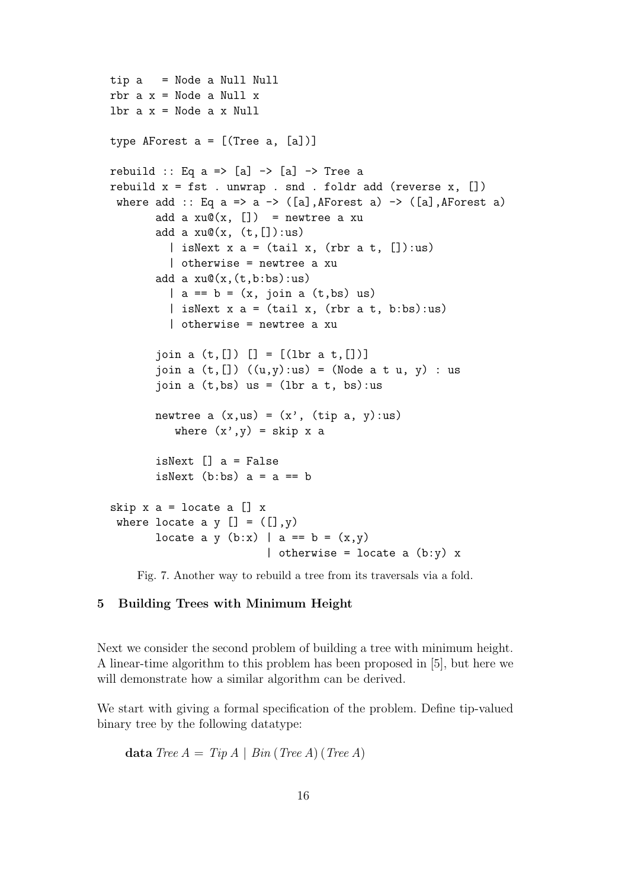```
tip a   = Node a Null Null
rbr a x = Node a Null x
lbr a x = Node a x Null

type AForest a = [(Tree a, [a])]

rebuild :: Eq a => [a] -> [a] -> Tree a
rebuild x = fst . unwrap . snd . foldr add (reverse x, [])
 where add :: Eq a => a -> ([a],AForest a) -> ([a],AForest a)
       add a xu@(x, [])  = newtree a xu
       add a xu@(x, (t,[]):us)
         | isNext x a = (tail x, (rbr a t, []):us)
         | otherwise = newtree a xu
       add a xu@(x,(t,b:bs):us)
         | a == b = (x, join a (t,bs) us)
         | isNext x a = (tail x, (rbr a t, b:bs):us)
         | otherwise = newtree a xu

       join a (t,[]) [] = [(lbr a t,[])]
       join a (t,[]) ((u,y):us) = (Node a t u, y) : us
       join a (t,bs) us = (lbr a t, bs):us

       newtree a (x,us) = (x', (tip a, y):us)
          where (x',y) = skip x a

       isNext [] a = False
       isNext (b:bs) a = a == b

skip x a = locate a [] x
 where locate a y [] = ([],y)
       locate a y (b:x) | a == b = (x,y)
                        | otherwise = locate a (b:y) x
```

Fig. 7. Another way to rebuild a tree from its traversals via a fold.

## 5 Building Trees with Minimum Height

Next we consider the second problem of building a tree with minimum height. A linear-time algorithm to this problem has been proposed in [5], but here we will demonstrate how a similar algorithm can be derived.

We start with giving a formal specification of the problem. Define tip-valued binary tree by the following datatype:

$$\textbf{data}\ \mathit{Tree}\ A = \mathit{Tip}\ A \mid \mathit{Bin}\ (\mathit{Tree}\ A)\ (\mathit{Tree}\ A)$$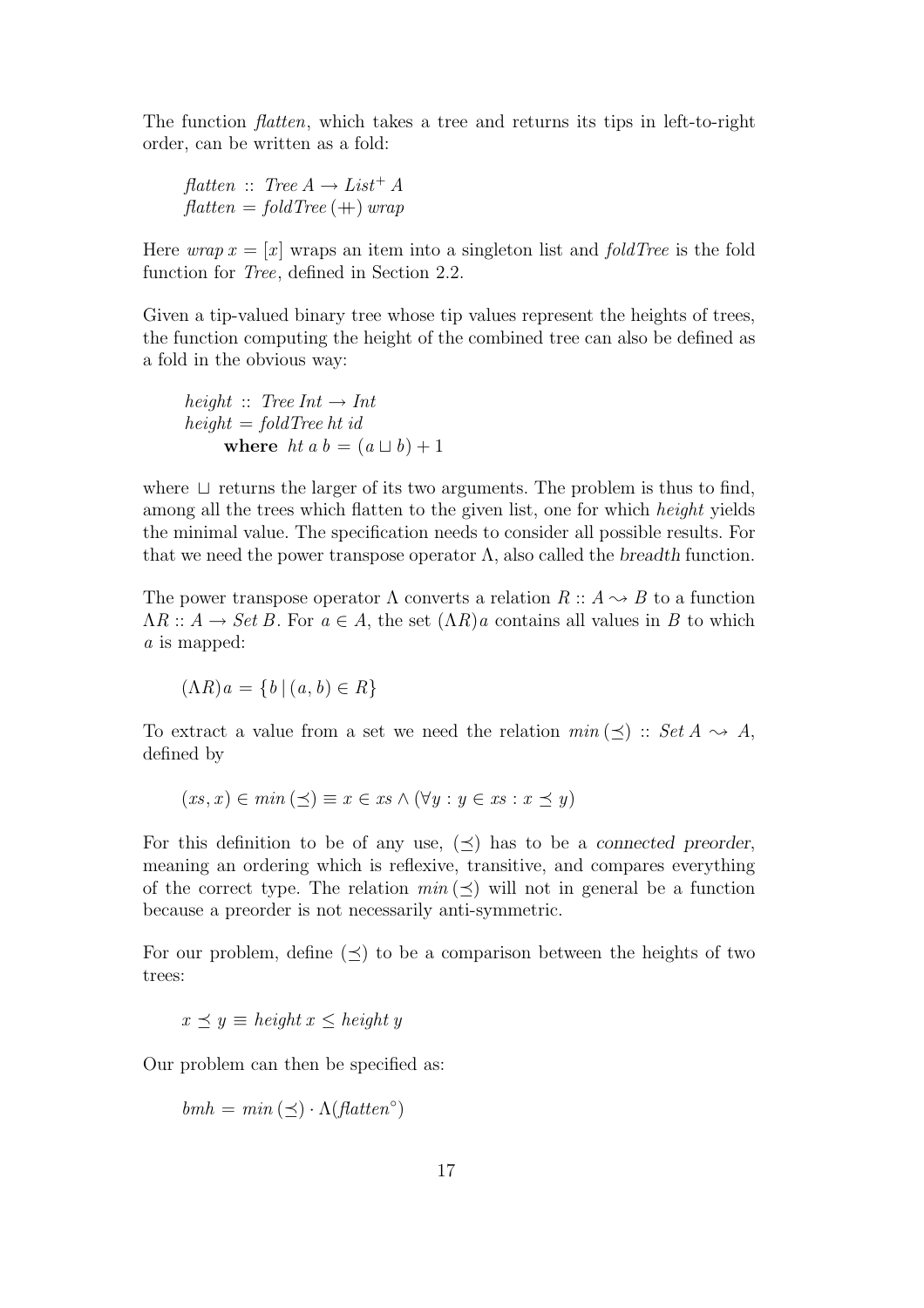The function *flatten*, which takes a tree and returns its tips in left-to-right order, can be written as a fold:

$$\begin{aligned}
&\mathit{flatten} :: \mathit{Tree}\ A \rightarrow \mathit{List}^{+}\ A \\
&\mathit{flatten} = \mathit{foldTree}\ (+\!\!+)\ \mathit{wrap}
\end{aligned}$$

Here $\mathit{wrap}\ x = [x]$ wraps an item into a singleton list and *foldTree* is the fold function for *Tree*, defined in Section 2.2.

Given a tip-valued binary tree whose tip values represent the heights of trees, the function computing the height of the combined tree can also be defined as a fold in the obvious way:

$$\begin{aligned}
&\mathit{height} :: \mathit{Tree}\ \mathit{Int} \rightarrow \mathit{Int} \\
&\mathit{height} = \mathit{foldTree}\ \mathit{ht}\ \mathit{id} \\
&\quad\quad \mathbf{where}\ \ \mathit{ht}\ a\ b = (a \sqcup b) + 1
\end{aligned}$$

where $\sqcup$ returns the larger of its two arguments. The problem is thus to find, among all the trees which flatten to the given list, one for which *height* yields the minimal value. The specification needs to consider all possible results. For that we need the power transpose operator $\Lambda$, also called the *breadth* function.

The power transpose operator $\Lambda$ converts a relation $R :: A \rightsquigarrow B$ to a function $\Lambda R :: A \rightarrow \mathit{Set}\ B$. For $a \in A$, the set $(\Lambda R) a$ contains all values in $B$ to which $a$ is mapped:

$$(\Lambda R) a = \{ b \mid (a, b) \in R \}$$

To extract a value from a set we need the relation $\mathit{min}\,(\preceq) :: \mathit{Set}\ A \rightsquigarrow A$, defined by

$$(\mathit{xs}, x) \in \mathit{min}\,(\preceq) \equiv x \in \mathit{xs} \wedge (\forall y : y \in \mathit{xs} : x \preceq y)$$

For this definition to be of any use, $(\preceq)$ has to be a *connected preorder*, meaning an ordering which is reflexive, transitive, and compares everything of the correct type. The relation $\mathit{min}\,(\preceq)$ will not in general be a function because a preorder is not necessarily anti-symmetric.

For our problem, define $(\preceq)$ to be a comparison between the heights of two trees:

$$x \preceq y \equiv \mathit{height}\ x \leq \mathit{height}\ y$$

Our problem can then be specified as:

$$\mathit{bmh} = \mathit{min}\,(\preceq) \cdot \Lambda(\mathit{flatten}^{\circ})$$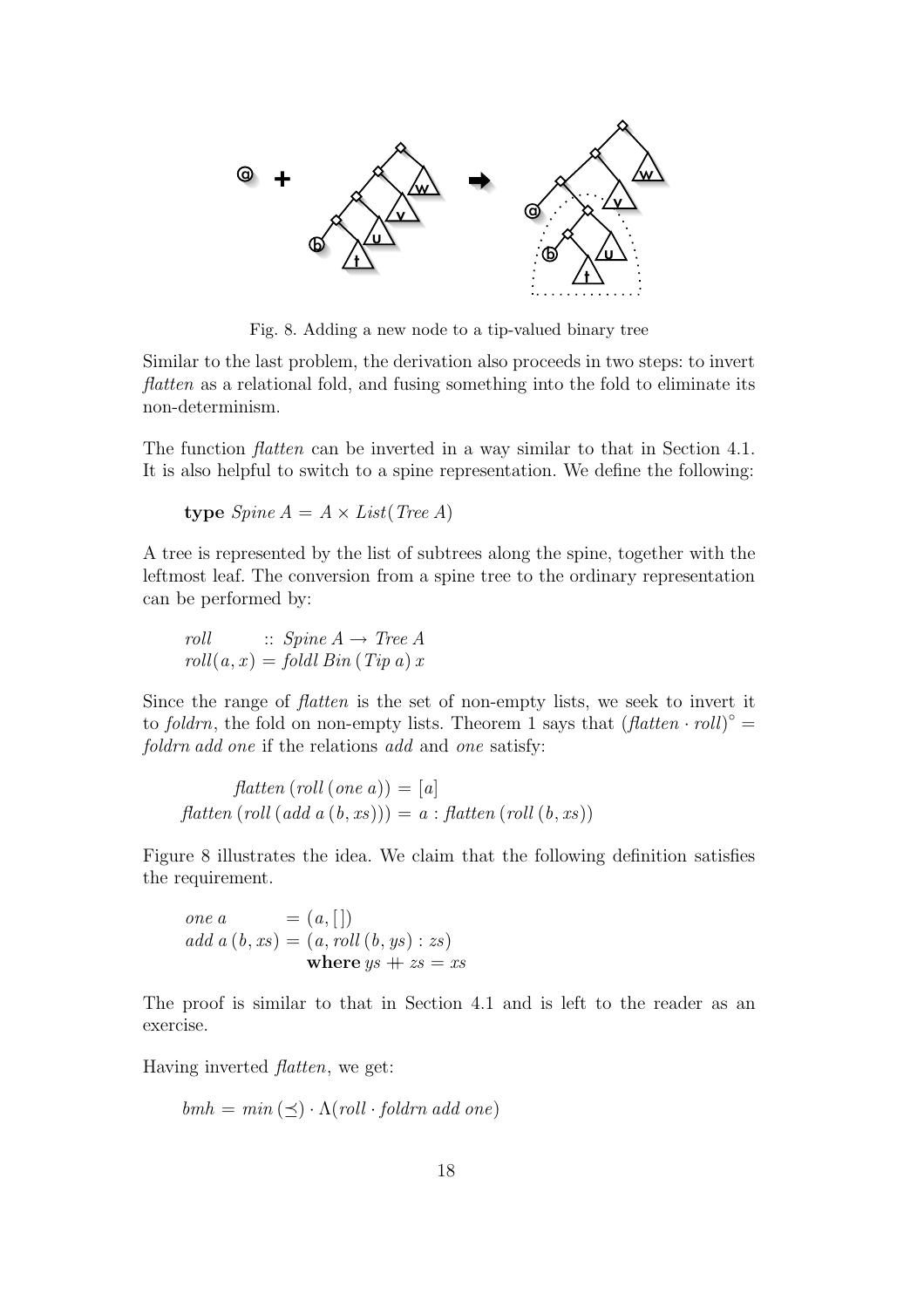Fig. 8. Adding a new node to a tip-valued binary tree

Similar to the last problem, the derivation also proceeds in two steps: to invert *flatten* as a relational fold, and fusing something into the fold to eliminate its non-determinism.

The function *flatten* can be inverted in a way similar to that in Section 4.1. It is also helpful to switch to a spine representation. We define the following:

$$\textbf{type}\ \mathit{Spine}\ A = A \times \mathit{List}(\mathit{Tree}\ A)$$

A tree is represented by the list of subtrees along the spine, together with the leftmost leaf. The conversion from a spine tree to the ordinary representation can be performed by:

$$\begin{aligned}
&\mathit{roll} &&:: \mathit{Spine}\ A \rightarrow \mathit{Tree}\ A\\
&\mathit{roll}(a, x) &&= \mathit{foldl}\ \mathit{Bin}\ (\mathit{Tip}\ a)\ x
\end{aligned}$$

Since the range of *flatten* is the set of non-empty lists, we seek to invert it to *foldrn*, the fold on non-empty lists. Theorem 1 says that $(\mathit{flatten} \cdot \mathit{roll})^{\circ} = \mathit{foldrn}\ \mathit{add}\ \mathit{one}$ if the relations *add* and *one* satisfy:

$$\begin{aligned}
\mathit{flatten}\ (\mathit{roll}\ (\mathit{one}\ a)) &= [a]\\
\mathit{flatten}\ (\mathit{roll}\ (\mathit{add}\ a\ (b, \mathit{xs}))) &= a : \mathit{flatten}\ (\mathit{roll}\ (b, \mathit{xs}))
\end{aligned}$$

Figure 8 illustrates the idea. We claim that the following definition satisfies the requirement.

$$\begin{aligned}
&\mathit{one}\ a &&= (a, [\,])\\
&\mathit{add}\ a\ (b, \mathit{xs}) &&= (a, \mathit{roll}\ (b, \mathit{ys}) : \mathit{zs})\\
& &&\quad \textbf{where}\ \mathit{ys} +\!\!+\ \mathit{zs} = \mathit{xs}
\end{aligned}$$

The proof is similar to that in Section 4.1 and is left to the reader as an exercise.

Having inverted *flatten*, we get:

$$\mathit{bmh} = \mathit{min}\ (\preceq) \cdot \Lambda(\mathit{roll} \cdot \mathit{foldrn}\ \mathit{add}\ \mathit{one})$$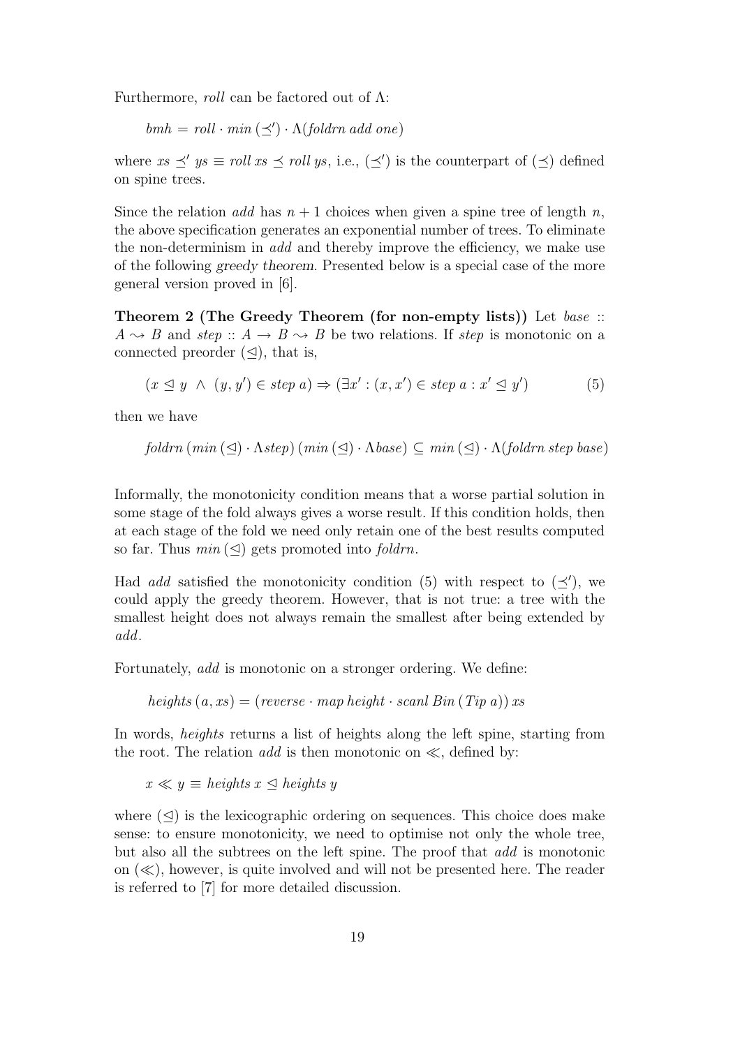Furthermore, *roll* can be factored out of Λ:

$$bmh = roll \cdot min\,(\preceq') \cdot \Lambda(foldrn\ add\ one)$$

where $xs \preceq' ys \equiv roll\ xs \preceq roll\ ys$, i.e., $(\preceq')$ is the counterpart of $(\preceq)$ defined on spine trees.

Since the relation *add* has $n + 1$ choices when given a spine tree of length $n$, the above specification generates an exponential number of trees. To eliminate the non-determinism in *add* and thereby improve the efficiency, we make use of the following *greedy theorem*. Presented below is a special case of the more general version proved in [6].

**Theorem 2 (The Greedy Theorem (for non-empty lists))** Let $base :: A \rightsquigarrow B$ and $step :: A \rightarrow B \rightsquigarrow B$ be two relations. If *step* is monotonic on a connected preorder $(\trianglelefteq)$, that is,

$$(x \trianglelefteq y \ \wedge\ (y, y') \in step\ a) \Rightarrow (\exists x' : (x, x') \in step\ a : x' \trianglelefteq y') \qquad (5)$$

then we have

$$foldrn\,(min\,(\trianglelefteq) \cdot \Lambda step)\,(min\,(\trianglelefteq) \cdot \Lambda base) \subseteq min\,(\trianglelefteq) \cdot \Lambda(foldrn\ step\ base)$$

Informally, the monotonicity condition means that a worse partial solution in some stage of the fold always gives a worse result. If this condition holds, then at each stage of the fold we need only retain one of the best results computed so far. Thus $min\,(\trianglelefteq)$ gets promoted into *foldrn*.

Had *add* satisfied the monotonicity condition (5) with respect to $(\preceq')$, we could apply the greedy theorem. However, that is not true: a tree with the smallest height does not always remain the smallest after being extended by *add*.

Fortunately, *add* is monotonic on a stronger ordering. We define:

$$heights\,(a, xs) = (reverse \cdot map\ height \cdot scanl\ Bin\,(Tip\ a))\ xs$$

In words, *heights* returns a list of heights along the left spine, starting from the root. The relation *add* is then monotonic on $\ll$, defined by:

$$x \ll y \equiv heights\ x \trianglelefteq heights\ y$$

where $(\trianglelefteq)$ is the lexicographic ordering on sequences. This choice does make sense: to ensure monotonicity, we need to optimise not only the whole tree, but also all the subtrees on the left spine. The proof that *add* is monotonic on $(\ll)$, however, is quite involved and will not be presented here. The reader is referred to [7] for more detailed discussion.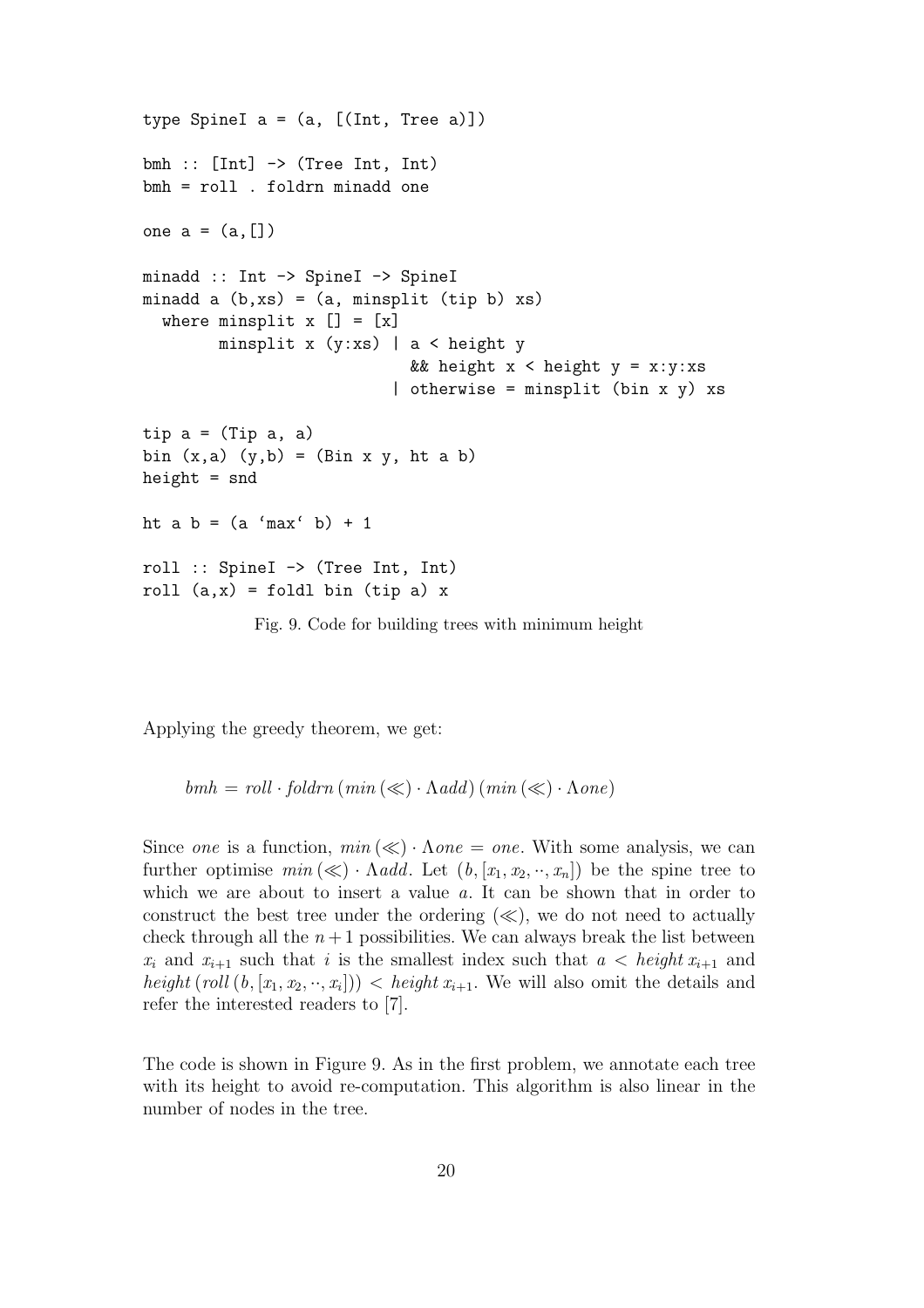```
type SpineI a = (a, [(Int, Tree a)])

bmh :: [Int] -> (Tree Int, Int)
bmh = roll . foldrn minadd one

one a = (a,[])

minadd :: Int -> SpineI -> SpineI
minadd a (b,xs) = (a, minsplit (tip b) xs)
  where minsplit x [] = [x]
        minsplit x (y:xs) | a < height y
                             && height x < height y = x:y:xs
                          | otherwise = minsplit (bin x y) xs

tip a = (Tip a, a)
bin (x,a) (y,b) = (Bin x y, ht a b)
height = snd

ht a b = (a `max` b) + 1

roll :: SpineI -> (Tree Int, Int)
roll (a,x) = foldl bin (tip a) x
```

Fig. 9. Code for building trees with minimum height

Applying the greedy theorem, we get:

$$bmh = roll \cdot foldrn\,(min\,(\ll) \cdot \Lambda add)\,(min\,(\ll) \cdot \Lambda one)$$

Since *one* is a function, $min\,(\ll) \cdot \Lambda one = one$. With some analysis, we can further optimise $min\,(\ll) \cdot \Lambda add$. Let $(b, [x_1, x_2, \cdots, x_n])$ be the spine tree to which we are about to insert a value $a$. It can be shown that in order to construct the best tree under the ordering $(\ll)$, we do not need to actually check through all the $n+1$ possibilities. We can always break the list between $x_i$ and $x_{i+1}$ such that $i$ is the smallest index such that $a < height\, x_{i+1}$ and $height\,(roll\,(b, [x_1, x_2, \cdots, x_i])) < height\, x_{i+1}$. We will also omit the details and refer the interested readers to [7].

The code is shown in Figure 9. As in the first problem, we annotate each tree with its height to avoid re-computation. This algorithm is also linear in the number of nodes in the tree.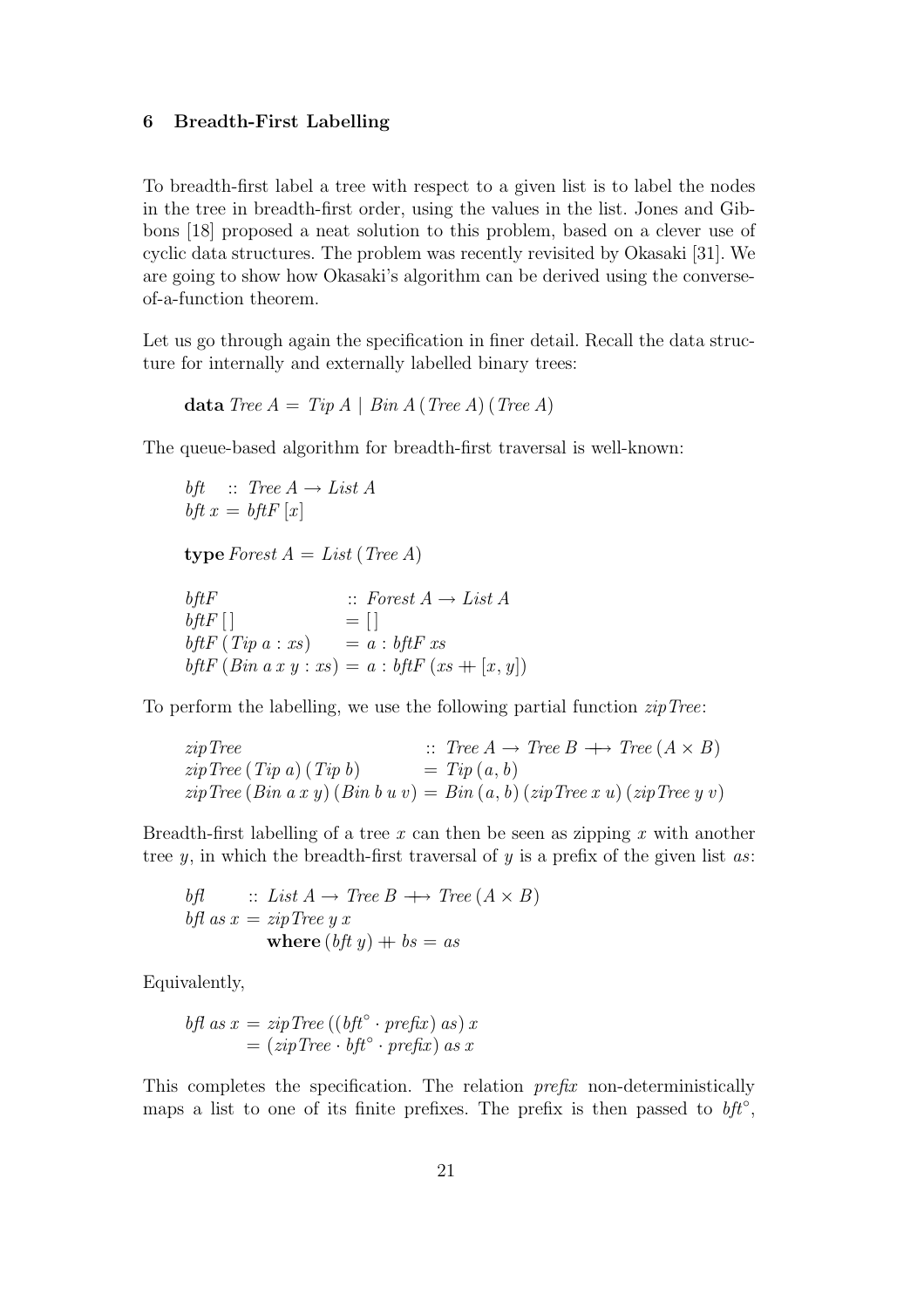## 6 Breadth-First Labelling

To breadth-first label a tree with respect to a given list is to label the nodes in the tree in breadth-first order, using the values in the list. Jones and Gibbons [18] proposed a neat solution to this problem, based on a clever use of cyclic data structures. The problem was recently revisited by Okasaki [31]. We are going to show how Okasaki's algorithm can be derived using the converse-of-a-function theorem.

Let us go through again the specification in finer detail. Recall the data structure for internally and externally labelled binary trees:

$$\mathbf{data}\ \mathit{Tree}\ A = \mathit{Tip}\ A \mid \mathit{Bin}\ A\ (\mathit{Tree}\ A)\ (\mathit{Tree}\ A)$$

The queue-based algorithm for breadth-first traversal is well-known:

$$
\begin{aligned}
&\mathit{bft} \quad :: \mathit{Tree}\ A \rightarrow \mathit{List}\ A\\
&\mathit{bft}\ x = \mathit{bftF}\ [x]
\end{aligned}
$$

$$\mathbf{type}\ \mathit{Forest}\ A = \mathit{List}\ (\mathit{Tree}\ A)$$

$$
\begin{aligned}
&\mathit{bftF} && :: \mathit{Forest}\ A \rightarrow \mathit{List}\ A\\
&\mathit{bftF}\ [\,] && = [\,]\\
&\mathit{bftF}\ (\mathit{Tip}\ a : xs) && = a : \mathit{bftF}\ xs\\
&\mathit{bftF}\ (\mathit{Bin}\ a\ x\ y : xs) && = a : \mathit{bftF}\ (xs +\!\!+ [x, y])
\end{aligned}
$$

To perform the labelling, we use the following partial function *zipTree*:

$$
\begin{aligned}
&\mathit{zipTree} && :: \mathit{Tree}\ A \rightarrow \mathit{Tree}\ B \twoheadrightarrow \mathit{Tree}\ (A \times B)\\
&\mathit{zipTree}\ (\mathit{Tip}\ a)\ (\mathit{Tip}\ b) && = \mathit{Tip}\ (a, b)\\
&\mathit{zipTree}\ (\mathit{Bin}\ a\ x\ y)\ (\mathit{Bin}\ b\ u\ v) && = \mathit{Bin}\ (a, b)\ (\mathit{zipTree}\ x\ u)\ (\mathit{zipTree}\ y\ v)
\end{aligned}
$$

Breadth-first labelling of a tree $x$ can then be seen as zipping $x$ with another tree $y$, in which the breadth-first traversal of $y$ is a prefix of the given list $as$:

$$
\begin{aligned}
&\mathit{bfl} \quad :: \mathit{List}\ A \rightarrow \mathit{Tree}\ B \twoheadrightarrow \mathit{Tree}\ (A \times B)\\
&\mathit{bfl}\ as\ x = \mathit{zipTree}\ y\ x\\
&\qquad\qquad \mathbf{where}\ (\mathit{bft}\ y) +\!\!+ bs = as
\end{aligned}
$$

Equivalently,

$$
\begin{aligned}
\mathit{bfl}\ as\ x &= \mathit{zipTree}\ ((\mathit{bft}^{\circ} \cdot \mathit{prefix})\ as)\ x\\
&= (\mathit{zipTree} \cdot \mathit{bft}^{\circ} \cdot \mathit{prefix})\ as\ x
\end{aligned}
$$

This completes the specification. The relation *prefix* non-deterministically maps a list to one of its finite prefixes. The prefix is then passed to $\mathit{bft}^{\circ}$,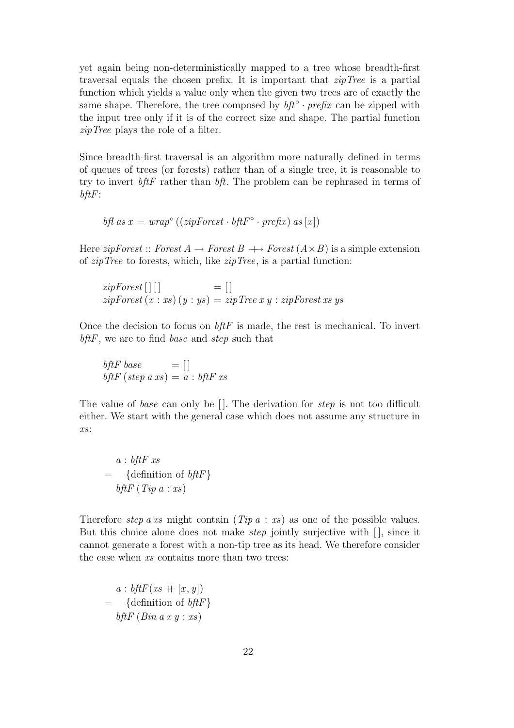yet again being non-deterministically mapped to a tree whose breadth-first traversal equals the chosen prefix. It is important that *zipTree* is a partial function which yields a value only when the given two trees are of exactly the same shape. Therefore, the tree composed by $bft^{\circ} \cdot prefix$ can be zipped with the input tree only if it is of the correct size and shape. The partial function *zipTree* plays the role of a filter.

Since breadth-first traversal is an algorithm more naturally defined in terms of queues of trees (or forests) rather than of a single tree, it is reasonable to try to invert *bftF* rather than *bft*. The problem can be rephrased in terms of *bftF*:

$$bfl\ as\ x = wrap^{\circ}\ ((zipForest \cdot bftF^{\circ} \cdot prefix)\ as\ [x])$$

Here $zipForest :: Forest\ A \rightarrow Forest\ B \rightarrow\!\!\!\!+ Forest\ (A \times B)$ is a simple extension of *zipTree* to forests, which, like *zipTree*, is a partial function:

$$\begin{aligned}
&zipForest\ [\,]\ [\,] &&= [\,] \\
&zipForest\ (x : xs)\ (y : ys) &&= zipTree\ x\ y : zipForest\ xs\ ys
\end{aligned}$$

Once the decision to focus on *bftF* is made, the rest is mechanical. To invert *bftF*, we are to find *base* and *step* such that

$$\begin{aligned}
&bftF\ base &&= [\,] \\
&bftF\ (step\ a\ xs) &&= a : bftF\ xs
\end{aligned}$$

The value of *base* can only be $[\,]$. The derivation for *step* is not too difficult either. We start with the general case which does not assume any structure in *xs*:

$$\begin{aligned}
&\quad a : bftF\ xs \\
&= \quad \{\text{definition of } bftF\} \\
&\quad bftF\ (Tip\ a : xs)
\end{aligned}$$

Therefore *step a xs* might contain $(Tip\ a : xs)$ as one of the possible values. But this choice alone does not make *step* jointly surjective with $[\,]$, since it cannot generate a forest with a non-tip tree as its head. We therefore consider the case when *xs* contains more than two trees:

$$\begin{aligned}
&\quad a : bftF(xs +\!\!\!+ [x, y]) \\
&= \quad \{\text{definition of } bftF\} \\
&\quad bftF\ (Bin\ a\ x\ y : xs)
\end{aligned}$$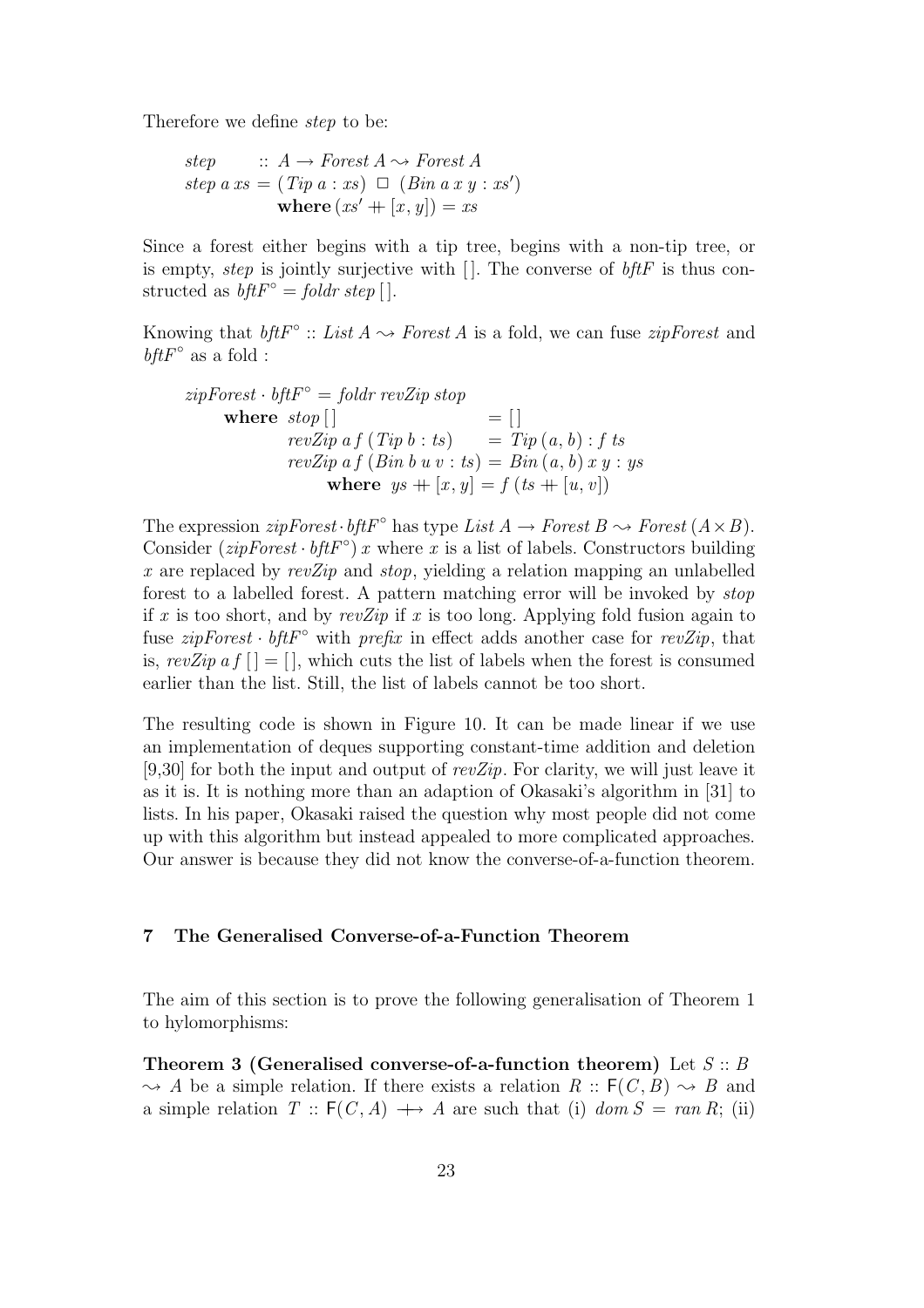Therefore we define *step* to be:

$$
\begin{array}{l}
\mathit{step} \quad :: A \rightarrow \mathit{Forest}\ A \leadsto \mathit{Forest}\ A \\
\mathit{step}\ a\ \mathit{xs} = (\mathit{Tip}\ a : \mathit{xs})\ \Box\ (\mathit{Bin}\ a\ x\ y : \mathit{xs}') \\
\qquad\qquad \textbf{where}\ (\mathit{xs}' +\!\!+ [x, y]) = \mathit{xs}
\end{array}
$$

Since a forest either begins with a tip tree, begins with a non-tip tree, or is empty, *step* is jointly surjective with $[\,]$. The converse of *bftF* is thus constructed as $\mathit{bftF}^{\circ} = \mathit{foldr}\ \mathit{step}\ [\,]$.

Knowing that $\mathit{bftF}^{\circ} :: \mathit{List}\ A \leadsto \mathit{Forest}\ A$ is a fold, we can fuse *zipForest* and $\mathit{bftF}^{\circ}$ as a fold :

$$
\begin{array}{l}
\mathit{zipForest} \cdot \mathit{bftF}^{\circ} = \mathit{foldr}\ \mathit{revZip}\ \mathit{stop} \\
\quad \textbf{where}\ \mathit{stop}\ [\,] \qquad\qquad\qquad\quad = [\,] \\
\qquad\qquad \mathit{revZip}\ a\ f\ (\mathit{Tip}\ b : \mathit{ts}) \qquad = \mathit{Tip}\ (a, b) : f\ \mathit{ts} \\
\qquad\qquad \mathit{revZip}\ a\ f\ (\mathit{Bin}\ b\ u\ v : \mathit{ts}) = \mathit{Bin}\ (a, b)\ x\ y : \mathit{ys} \\
\qquad\qquad\quad \textbf{where}\ \ \mathit{ys} +\!\!+ [x, y] = f\ (\mathit{ts} +\!\!+ [u, v])
\end{array}
$$

The expression $\mathit{zipForest} \cdot \mathit{bftF}^{\circ}$ has type $\mathit{List}\ A \rightarrow \mathit{Forest}\ B \leadsto \mathit{Forest}\ (A \times B)$. Consider $(\mathit{zipForest} \cdot \mathit{bftF}^{\circ})\ x$ where $x$ is a list of labels. Constructors building $x$ are replaced by *revZip* and *stop*, yielding a relation mapping an unlabelled forest to a labelled forest. A pattern matching error will be invoked by *stop* if $x$ is too short, and by *revZip* if $x$ is too long. Applying fold fusion again to fuse $\mathit{zipForest} \cdot \mathit{bftF}^{\circ}$ with *prefix* in effect adds another case for *revZip*, that is, $\mathit{revZip}\ a\ f\ [\,] = [\,]$, which cuts the list of labels when the forest is consumed earlier than the list. Still, the list of labels cannot be too short.

The resulting code is shown in Figure 10. It can be made linear if we use an implementation of deques supporting constant-time addition and deletion [9,30] for both the input and output of *revZip*. For clarity, we will just leave it as it is. It is nothing more than an adaption of Okasaki's algorithm in [31] to lists. In his paper, Okasaki raised the question why most people did not come up with this algorithm but instead appealed to more complicated approaches. Our answer is because they did not know the converse-of-a-function theorem.

## 7 The Generalised Converse-of-a-Function Theorem

The aim of this section is to prove the following generalisation of Theorem 1 to hylomorphisms:

**Theorem 3 (Generalised converse-of-a-function theorem)** Let $S :: B \leadsto A$ be a simple relation. If there exists a relation $R :: \mathsf{F}(C, B) \leadsto B$ and a simple relation $T :: \mathsf{F}(C, A) \rightarrow\!\!\!\!\!+ A$ are such that (i) $\mathit{dom}\ S = \mathit{ran}\ R$; (ii)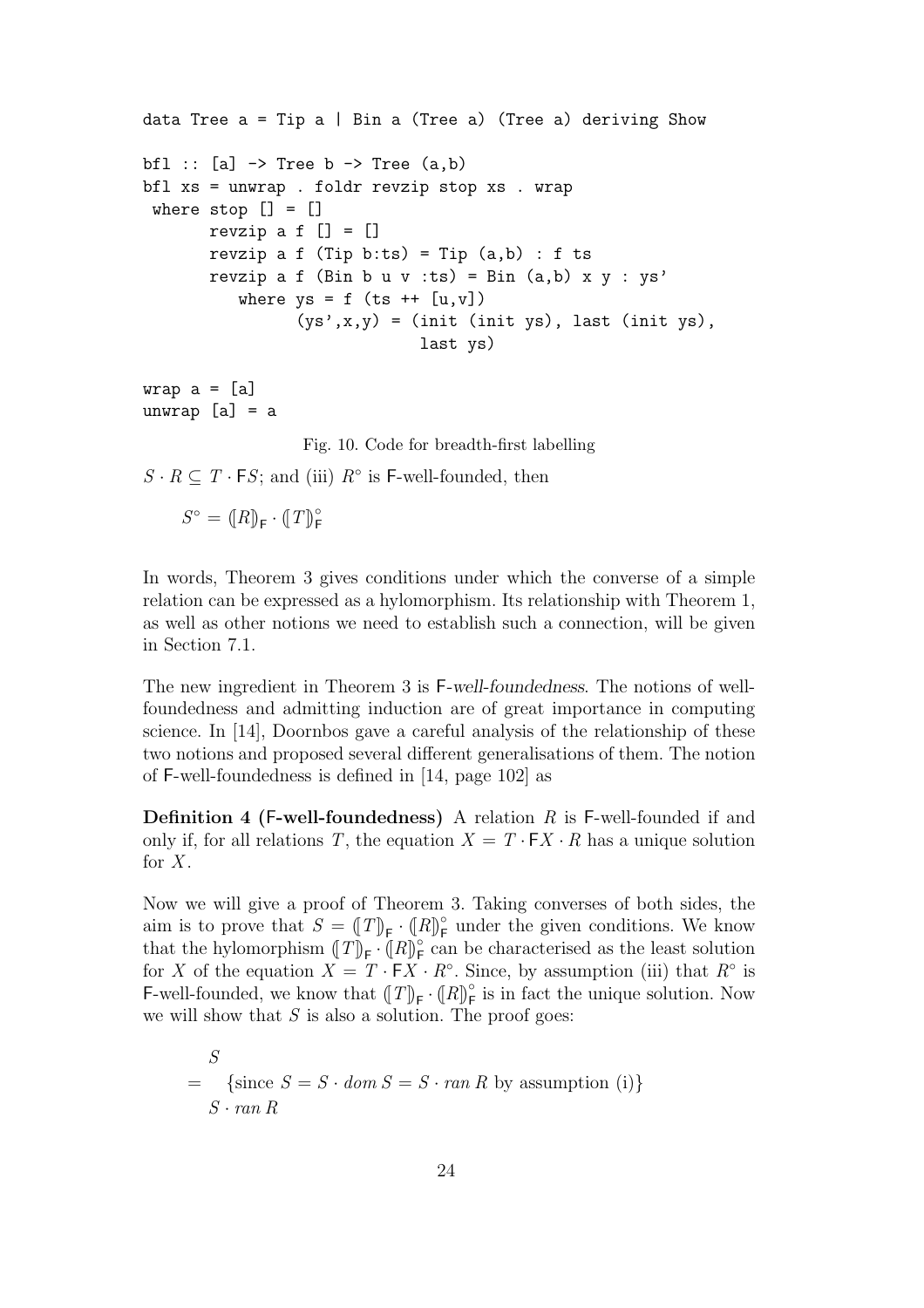```
data Tree a = Tip a | Bin a (Tree a) (Tree a) deriving Show

bfl :: [a] -> Tree b -> Tree (a,b)
bfl xs = unwrap . foldr revzip stop xs . wrap
 where stop [] = []
       revzip a f [] = []
       revzip a f (Tip b:ts) = Tip (a,b) : f ts
       revzip a f (Bin b u v :ts) = Bin (a,b) x y : ys'
          where ys = f (ts ++ [u,v])
                (ys',x,y) = (init (init ys), last (init ys),
                             last ys)

wrap a = [a]
unwrap [a] = a
```

Fig. 10. Code for breadth-first labelling

$S \cdot R \subseteq T \cdot \mathsf{F}S$; and (iii) $R^\circ$ is $\mathsf{F}$-well-founded, then

$$S^\circ = (\!|R|\!)_\mathsf{F} \cdot (\!|T|\!)_\mathsf{F}^\circ$$

In words, Theorem 3 gives conditions under which the converse of a simple relation can be expressed as a hylomorphism. Its relationship with Theorem 1, as well as other notions we need to establish such a connection, will be given in Section 7.1.

The new ingredient in Theorem 3 is $\mathsf{F}$-*well-foundedness*. The notions of well-foundedness and admitting induction are of great importance in computing science. In [14], Doornbos gave a careful analysis of the relationship of these two notions and proposed several different generalisations of them. The notion of $\mathsf{F}$-well-foundedness is defined in [14, page 102] as

**Definition 4 ($\mathsf{F}$-well-foundedness)** A relation $R$ is $\mathsf{F}$-well-founded if and only if, for all relations $T$, the equation $X = T \cdot \mathsf{F}X \cdot R$ has a unique solution for $X$.

Now we will give a proof of Theorem 3. Taking converses of both sides, the aim is to prove that $S = (\!|T|\!)_\mathsf{F} \cdot (\!|R|\!)_\mathsf{F}^\circ$ under the given conditions. We know that the hylomorphism $(\!|T|\!)_\mathsf{F} \cdot (\!|R|\!)_\mathsf{F}^\circ$ can be characterised as the least solution for $X$ of the equation $X = T \cdot \mathsf{F}X \cdot R^\circ$. Since, by assumption (iii) that $R^\circ$ is $\mathsf{F}$-well-founded, we know that $(\!|T|\!)_\mathsf{F} \cdot (\!|R|\!)_\mathsf{F}^\circ$ is in fact the unique solution. Now we will show that $S$ is also a solution. The proof goes:

$$\begin{aligned}
& S \\
= \quad & \{\text{since } S = S \cdot \mathit{dom}\, S = S \cdot \mathit{ran}\, R \text{ by assumption (i)}\} \\
& S \cdot \mathit{ran}\, R
\end{aligned}$$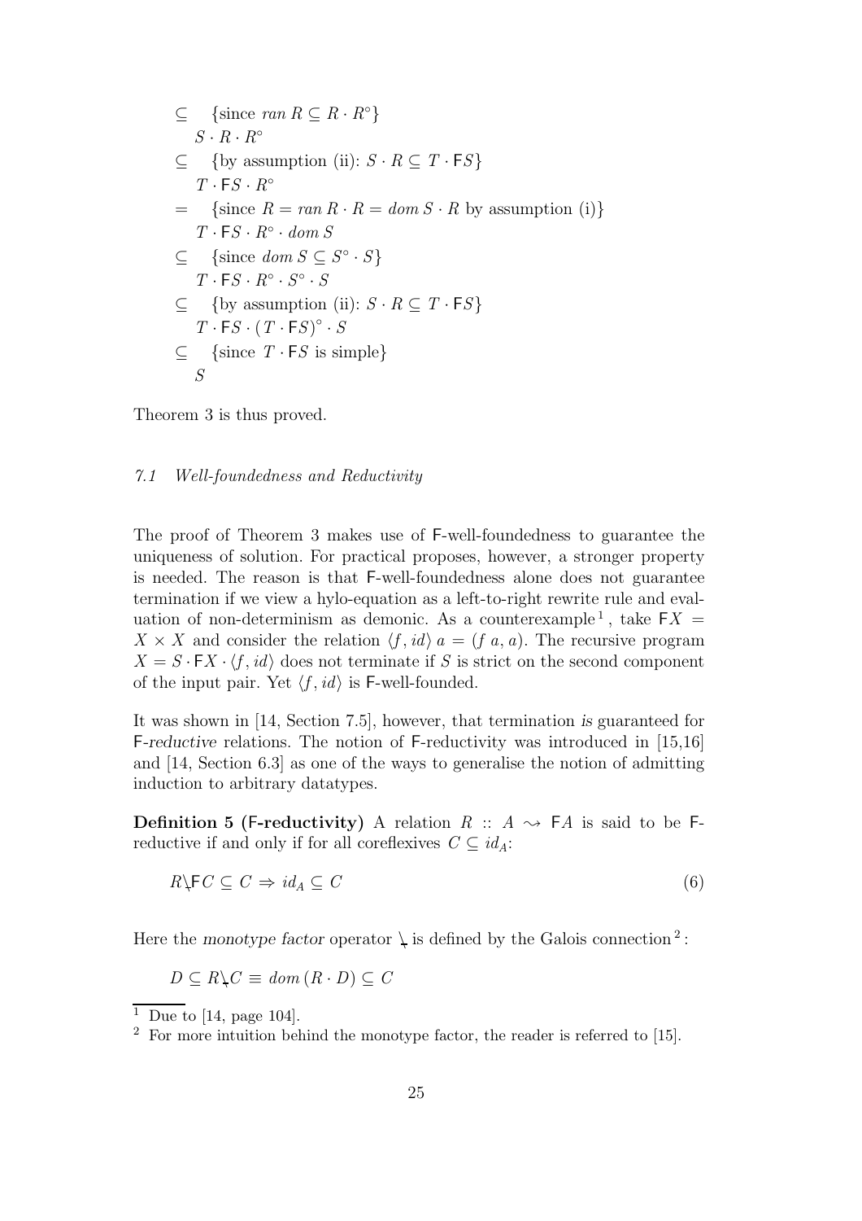$$
\begin{array}{ll}
\subseteq & \{\text{since } ran\, R \subseteq R \cdot R^{\circ}\} \\
 & S \cdot R \cdot R^{\circ} \\
\subseteq & \{\text{by assumption (ii): } S \cdot R \subseteq T \cdot \mathsf{F}S\} \\
 & T \cdot \mathsf{F}S \cdot R^{\circ} \\
= & \{\text{since } R = ran\, R \cdot R = dom\, S \cdot R \text{ by assumption (i)}\} \\
 & T \cdot \mathsf{F}S \cdot R^{\circ} \cdot dom\, S \\
\subseteq & \{\text{since } dom\, S \subseteq S^{\circ} \cdot S\} \\
 & T \cdot \mathsf{F}S \cdot R^{\circ} \cdot S^{\circ} \cdot S \\
\subseteq & \{\text{by assumption (ii): } S \cdot R \subseteq T \cdot \mathsf{F}S\} \\
 & T \cdot \mathsf{F}S \cdot (T \cdot \mathsf{F}S)^{\circ} \cdot S \\
\subseteq & \{\text{since } T \cdot \mathsf{F}S \text{ is simple}\} \\
 & S
\end{array}
$$

Theorem 3 is thus proved.

### *7.1 Well-foundedness and Reductivity*

The proof of Theorem 3 makes use of F-well-foundedness to guarantee the uniqueness of solution. For practical proposes, however, a stronger property is needed. The reason is that F-well-foundedness alone does not guarantee termination if we view a hylo-equation as a left-to-right rewrite rule and evaluation of non-determinism as demonic. As a counterexample [1], take $\mathsf{F}X = X \times X$ and consider the relation $\langle f, id\rangle\, a = (f\ a, a)$. The recursive program $X = S \cdot \mathsf{F}X \cdot \langle f, id\rangle$ does not terminate if $S$ is strict on the second component of the input pair. Yet $\langle f, id\rangle$ is F-well-founded.

It was shown in [14, Section 7.5], however, that termination *is* guaranteed for F-*reductive* relations. The notion of F-reductivity was introduced in [15,16] and [14, Section 6.3] as one of the ways to generalise the notion of admitting induction to arbitrary datatypes.

**Definition 5 (F-reductivity)** A relation $R :: A \leadsto \mathsf{F}A$ is said to be F-reductive if and only if for all coreflexives $C \subseteq id_A$:

$$
R \backslash\!\!\!\_\, \mathsf{F}C \subseteq C \Rightarrow id_A \subseteq C \tag{6}
$$

Here the *monotype factor* operator $\backslash\!\!\!\_$ is defined by the Galois connection [2]:

$$
D \subseteq R \backslash\!\!\!\_\, C \equiv dom\,(R \cdot D) \subseteq C
$$

[1] Due to [14, page 104].

[2] For more intuition behind the monotype factor, the reader is referred to [15].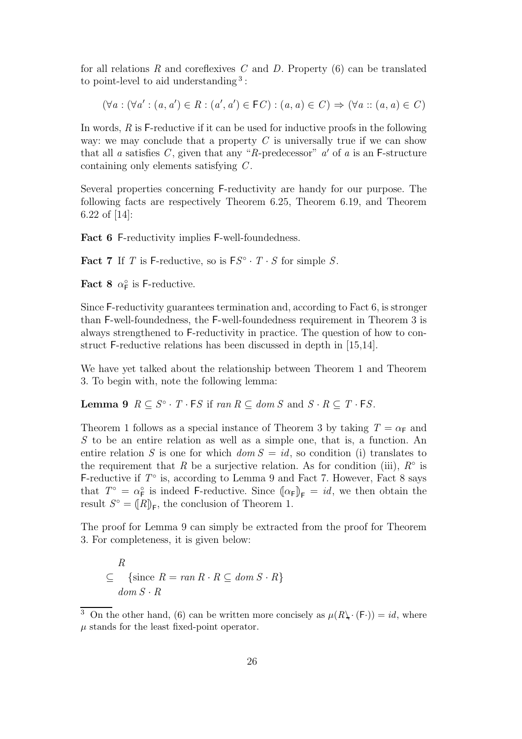for all relations $R$ and coreflexives $C$ and $D$. Property (6) can be translated to point-level to aid understanding [3]:

$$(\forall a : (\forall a' : (a, a') \in R : (a', a') \in \mathsf{F}C) : (a, a) \in C) \Rightarrow (\forall a :: (a, a) \in C)$$

In words, $R$ is $\mathsf{F}$-reductive if it can be used for inductive proofs in the following way: we may conclude that a property $C$ is universally true if we can show that all $a$ satisfies $C$, given that any "$R$-predecessor" $a'$ of $a$ is an $\mathsf{F}$-structure containing only elements satisfying $C$.

Several properties concerning $\mathsf{F}$-reductivity are handy for our purpose. The following facts are respectively Theorem 6.25, Theorem 6.19, and Theorem 6.22 of [14]:

**Fact 6** $\mathsf{F}$-reductivity implies $\mathsf{F}$-well-foundedness.

**Fact 7** If $T$ is $\mathsf{F}$-reductive, so is $\mathsf{F}S^{\circ} \cdot T \cdot S$ for simple $S$.

**Fact 8** $\alpha_{\mathsf{F}}^{\circ}$ is $\mathsf{F}$-reductive.

Since $\mathsf{F}$-reductivity guarantees termination and, according to Fact 6, is stronger than $\mathsf{F}$-well-foundedness, the $\mathsf{F}$-well-foundedness requirement in Theorem 3 is always strengthened to $\mathsf{F}$-reductivity in practice. The question of how to construct $\mathsf{F}$-reductive relations has been discussed in depth in [15,14].

We have yet talked about the relationship between Theorem 1 and Theorem 3. To begin with, note the following lemma:

**Lemma 9** $R \subseteq S^{\circ} \cdot T \cdot \mathsf{F}S$ if $ran\ R \subseteq dom\ S$ and $S \cdot R \subseteq T \cdot \mathsf{F}S$.

Theorem 1 follows as a special instance of Theorem 3 by taking $T = \alpha_{\mathsf{F}}$ and $S$ to be an entire relation as well as a simple one, that is, a function. An entire relation $S$ is one for which $dom\ S = id$, so condition (i) translates to the requirement that $R$ be a surjective relation. As for condition (iii), $R^{\circ}$ is $\mathsf{F}$-reductive if $T^{\circ}$ is, according to Lemma 9 and Fact 7. However, Fact 8 says that $T^{\circ} = \alpha_{\mathsf{F}}^{\circ}$ is indeed $\mathsf{F}$-reductive. Since $(\!|\alpha_{\mathsf{F}}|\!)_{\mathsf{F}} = id$, we then obtain the result $S^{\circ} = (\!|R|\!)_{\mathsf{F}}$, the conclusion of Theorem 1.

The proof for Lemma 9 can simply be extracted from the proof for Theorem 3. For completeness, it is given below:

$$
\begin{array}{ll}
 & R \\
\subseteq & \{\text{since } R = ran\ R \cdot R \subseteq dom\ S \cdot R\} \\
 & dom\ S \cdot R
\end{array}
$$

[3] On the other hand, (6) can be written more concisely as $\mu(R \backslash \cdot (\mathsf{F}\cdot)) = id$, where $\mu$ stands for the least fixed-point operator.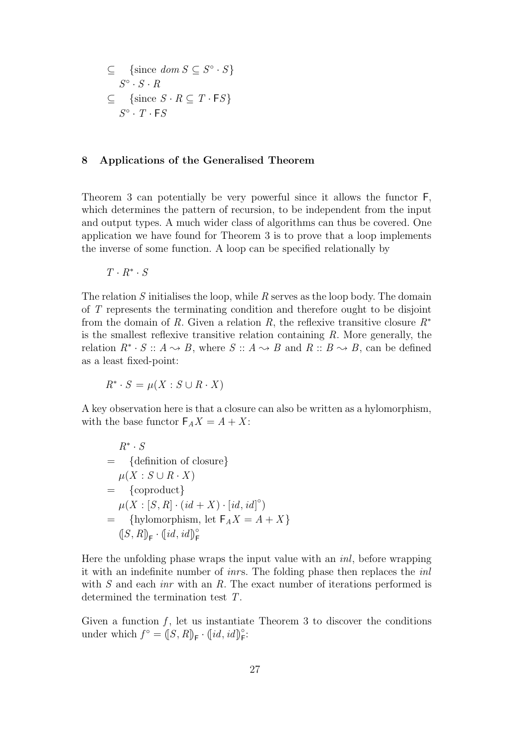$$
\begin{aligned}
&\subseteq \quad \{\text{since } \mathit{dom}\, S \subseteq S^{\circ} \cdot S\} \\
&\quad S^{\circ} \cdot S \cdot R \\
&\subseteq \quad \{\text{since } S \cdot R \subseteq T \cdot \mathsf{F}S\} \\
&\quad S^{\circ} \cdot T \cdot \mathsf{F}S
\end{aligned}
$$

## 8 Applications of the Generalised Theorem

Theorem 3 can potentially be very powerful since it allows the functor $\mathsf{F}$, which determines the pattern of recursion, to be independent from the input and output types. A much wider class of algorithms can thus be covered. One application we have found for Theorem 3 is to prove that a loop implements the inverse of some function. A loop can be specified relationally by

$$T \cdot R^{*} \cdot S$$

The relation $S$ initialises the loop, while $R$ serves as the loop body. The domain of $T$ represents the terminating condition and therefore ought to be disjoint from the domain of $R$. Given a relation $R$, the reflexive transitive closure $R^{*}$ is the smallest reflexive transitive relation containing $R$. More generally, the relation $R^{*} \cdot S :: A \rightsquigarrow B$, where $S :: A \rightsquigarrow B$ and $R :: B \rightsquigarrow B$, can be defined as a least fixed-point:

$$R^{*} \cdot S = \mu(X : S \cup R \cdot X)$$

A key observation here is that a closure can also be written as a hylomorphism, with the base functor $\mathsf{F}_A X = A + X$:

$$
\begin{aligned}
&\quad R^{*} \cdot S \\
&= \quad \{\text{definition of closure}\} \\
&\quad \mu(X : S \cup R \cdot X) \\
&= \quad \{\text{coproduct}\} \\
&\quad \mu(X : [S, R] \cdot (id + X) \cdot [id, id]^{\circ}) \\
&= \quad \{\text{hylomorphism, let } \mathsf{F}_A X = A + X\} \\
&\quad (\![S, R]\!)_{\mathsf{F}} \cdot (\![id, id]\!)_{\mathsf{F}}^{\circ}
\end{aligned}
$$

Here the unfolding phase wraps the input value with an *inl*, before wrapping it with an indefinite number of *inr*s. The folding phase then replaces the *inl* with $S$ and each *inr* with an $R$. The exact number of iterations performed is determined the termination test $T$.

Given a function $f$, let us instantiate Theorem 3 to discover the conditions under which $f^{\circ} = (\![S, R]\!)_{\mathsf{F}} \cdot (\![id, id]\!)_{\mathsf{F}}^{\circ}$: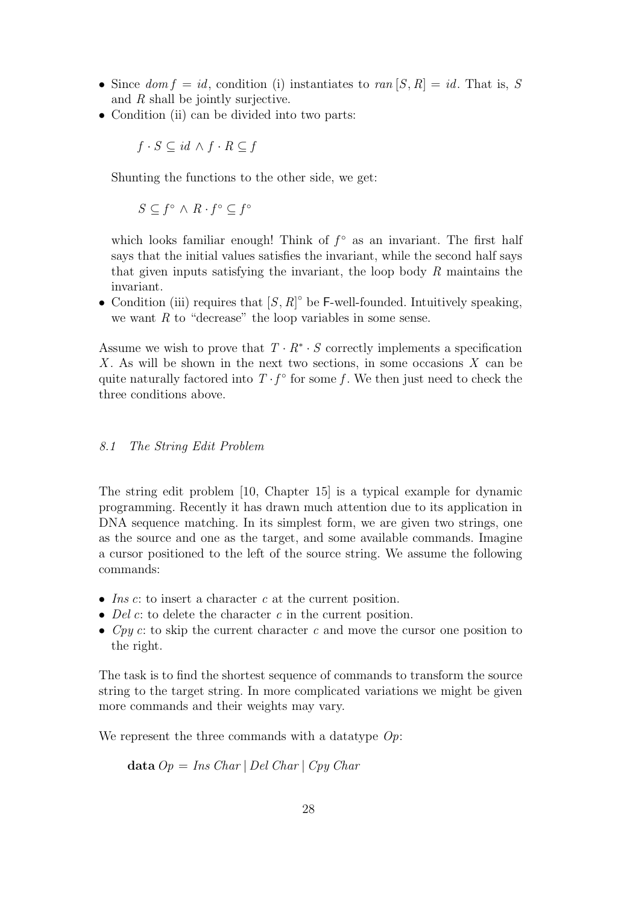- Since $dom\,f = id$, condition (i) instantiates to $ran\,[S, R] = id$. That is, $S$ and $R$ shall be jointly surjective.
- Condition (ii) can be divided into two parts:

  $$f \cdot S \subseteq id \wedge f \cdot R \subseteq f$$

  Shunting the functions to the other side, we get:

  $$S \subseteq f^{\circ} \wedge R \cdot f^{\circ} \subseteq f^{\circ}$$

  which looks familiar enough! Think of $f^{\circ}$ as an invariant. The first half says that the initial values satisfies the invariant, while the second half says that given inputs satisfying the invariant, the loop body $R$ maintains the invariant.
- Condition (iii) requires that $[S, R]^{\circ}$ be $\mathsf{F}$-well-founded. Intuitively speaking, we want $R$ to "decrease" the loop variables in some sense.

Assume we wish to prove that $T \cdot R^{*} \cdot S$ correctly implements a specification $X$. As will be shown in the next two sections, in some occasions $X$ can be quite naturally factored into $T \cdot f^{\circ}$ for some $f$. We then just need to check the three conditions above.

### *8.1 The String Edit Problem*

The string edit problem [10, Chapter 15] is a typical example for dynamic programming. Recently it has drawn much attention due to its application in DNA sequence matching. In its simplest form, we are given two strings, one as the source and one as the target, and some available commands. Imagine a cursor positioned to the left of the source string. We assume the following commands:

- *Ins c*: to insert a character $c$ at the current position.
- *Del c*: to delete the character $c$ in the current position.
- *Cpy c*: to skip the current character $c$ and move the cursor one position to the right.

The task is to find the shortest sequence of commands to transform the source string to the target string. In more complicated variations we might be given more commands and their weights may vary.

We represent the three commands with a datatype *Op*:

**data** *Op* = *Ins Char* | *Del Char* | *Cpy Char*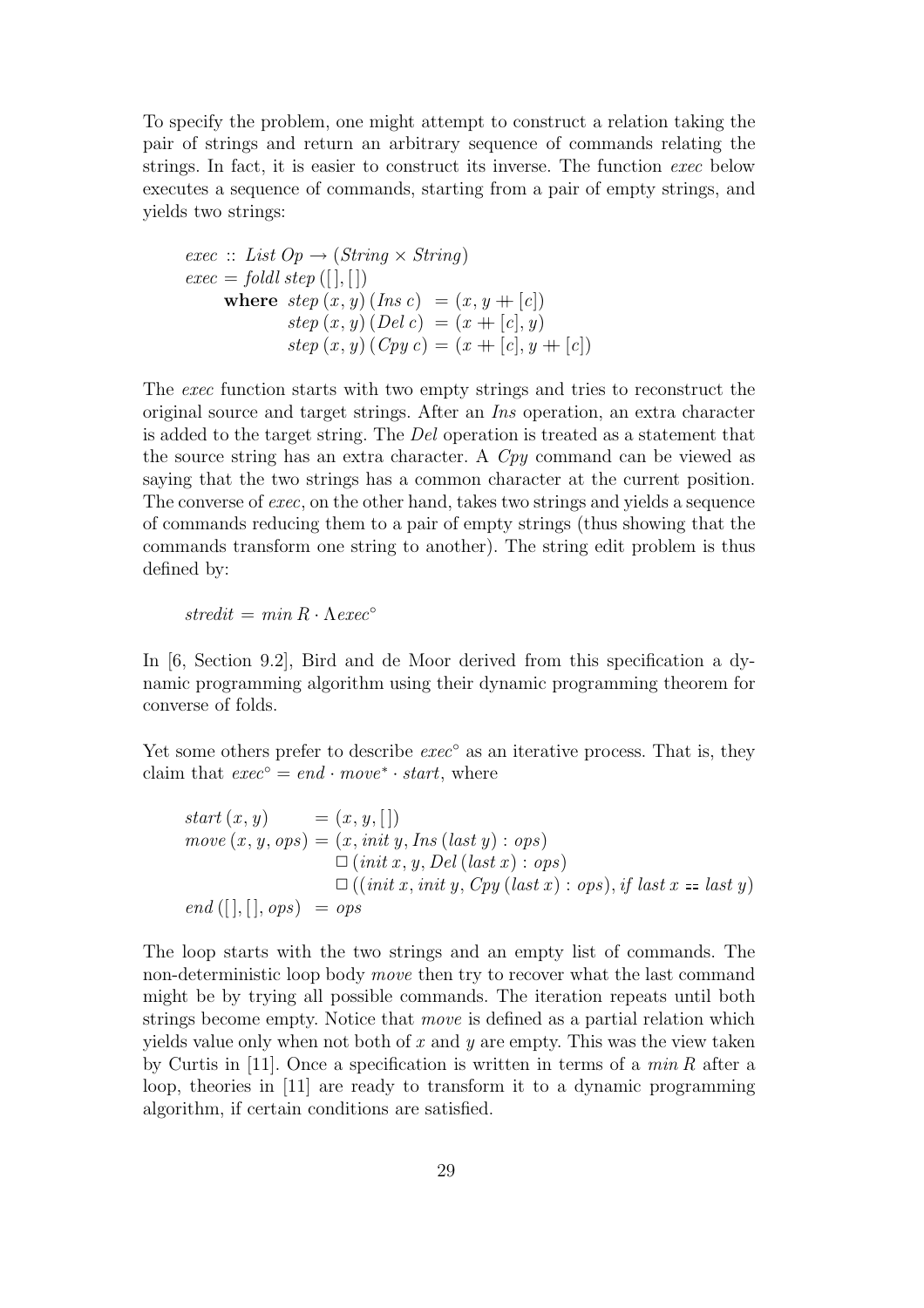To specify the problem, one might attempt to construct a relation taking the pair of strings and return an arbitrary sequence of commands relating the strings. In fact, it is easier to construct its inverse. The function *exec* below executes a sequence of commands, starting from a pair of empty strings, and yields two strings:

$$
\begin{array}{l}
exec :: List\ Op \rightarrow (String \times String) \\
exec = foldl\ step\ ([\,],[\,]) \\
\quad\quad \textbf{where}\ \ step\ (x,y)\ (Ins\ c)\ \ = (x, y +\!\!+ [c]) \\
\quad\quad\quad\quad\quad\quad step\ (x,y)\ (Del\ c)\ \ = (x +\!\!+ [c], y) \\
\quad\quad\quad\quad\quad\quad step\ (x,y)\ (Cpy\ c) = (x +\!\!+ [c], y +\!\!+ [c])
\end{array}
$$

The *exec* function starts with two empty strings and tries to reconstruct the original source and target strings. After an *Ins* operation, an extra character is added to the target string. The *Del* operation is treated as a statement that the source string has an extra character. A *Cpy* command can be viewed as saying that the two strings has a common character at the current position. The converse of *exec*, on the other hand, takes two strings and yields a sequence of commands reducing them to a pair of empty strings (thus showing that the commands transform one string to another). The string edit problem is thus defined by:

$$stredit = min\ R \cdot \Lambda exec^{\circ}$$

In [6, Section 9.2], Bird and de Moor derived from this specification a dynamic programming algorithm using their dynamic programming theorem for converse of folds.

Yet some others prefer to describe $exec^{\circ}$ as an iterative process. That is, they claim that $exec^{\circ} = end \cdot move^{*} \cdot start$, where

$$
\begin{array}{lcl}
start\ (x,y) & = & (x, y, [\,]) \\
move\ (x,y,ops) & = & (x, init\ y, Ins\ (last\ y) : ops) \\
 & & \Box\ (init\ x, y, Del\ (last\ x) : ops) \\
 & & \Box\ ((init\ x, init\ y, Cpy\ (last\ x) : ops),\ if\ last\ x == last\ y) \\
end\ ([\,],[\,],ops) & = & ops
\end{array}
$$

The loop starts with the two strings and an empty list of commands. The non-deterministic loop body *move* then try to recover what the last command might be by trying all possible commands. The iteration repeats until both strings become empty. Notice that *move* is defined as a partial relation which yields value only when not both of $x$ and $y$ are empty. This was the view taken by Curtis in [11]. Once a specification is written in terms of a $min\ R$ after a loop, theories in [11] are ready to transform it to a dynamic programming algorithm, if certain conditions are satisfied.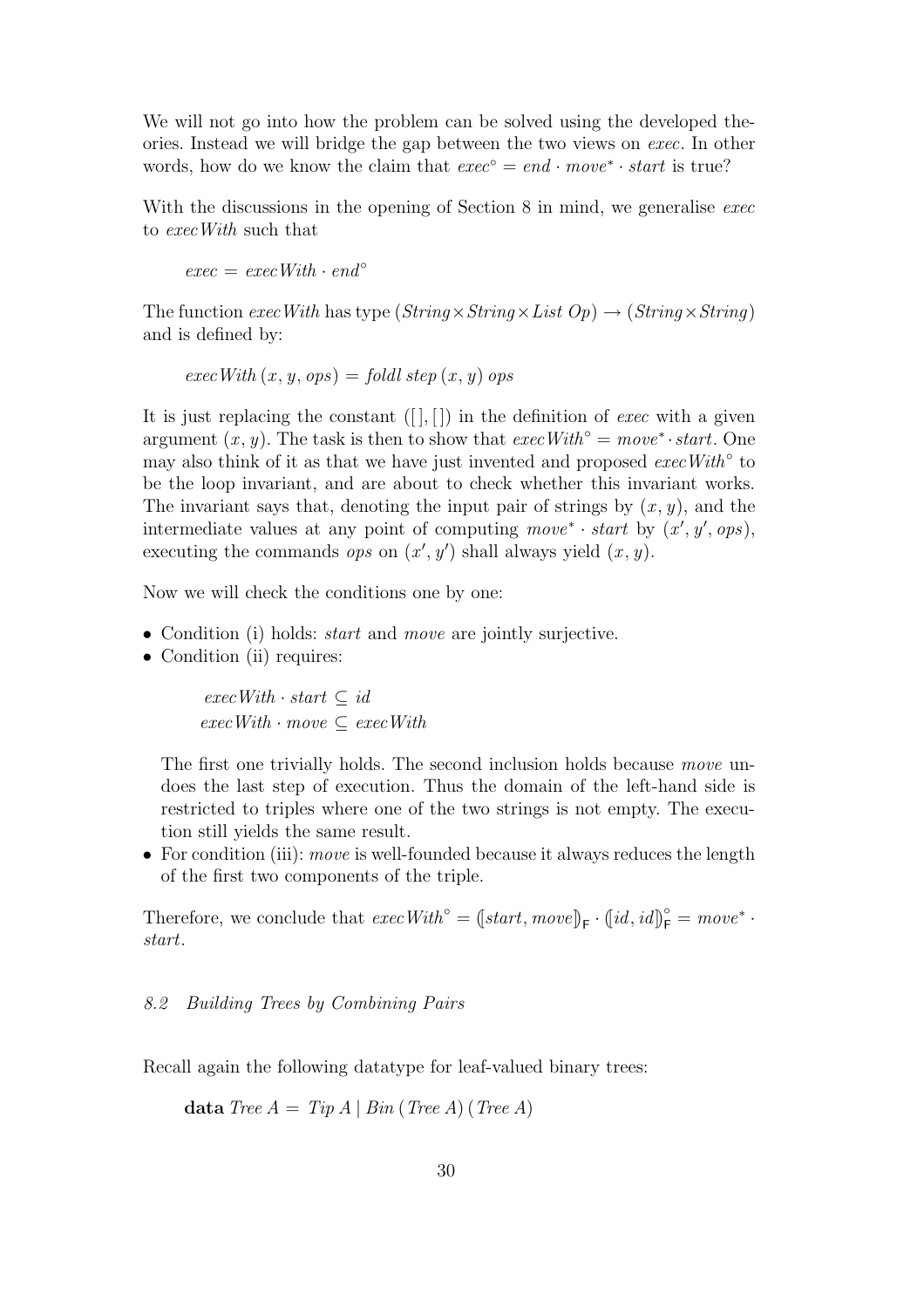We will not go into how the problem can be solved using the developed theories. Instead we will bridge the gap between the two views on *exec*. In other words, how do we know the claim that $exec^\circ = end \cdot move^* \cdot start$ is true?

With the discussions in the opening of Section 8 in mind, we generalise *exec* to *execWith* such that

$$exec = execWith \cdot end^\circ$$

The function *execWith* has type $(String \times String \times List\ Op) \rightarrow (String \times String)$ and is defined by:

$$execWith\,(x, y, ops) = foldl\ step\ (x, y)\ ops$$

It is just replacing the constant $([\,], [\,])$ in the definition of *exec* with a given argument $(x, y)$. The task is then to show that $execWith^\circ = move^* \cdot start$. One may also think of it as that we have just invented and proposed $execWith^\circ$ to be the loop invariant, and are about to check whether this invariant works. The invariant says that, denoting the input pair of strings by $(x, y)$, and the intermediate values at any point of computing $move^* \cdot start$ by $(x', y', ops)$, executing the commands *ops* on $(x', y')$ shall always yield $(x, y)$.

Now we will check the conditions one by one:

- Condition (i) holds: *start* and *move* are jointly surjective.
- Condition (ii) requires:

  $$\begin{aligned} execWith \cdot start &\subseteq id \\ execWith \cdot move &\subseteq execWith \end{aligned}$$

  The first one trivially holds. The second inclusion holds because *move* undoes the last step of execution. Thus the domain of the left-hand side is restricted to triples where one of the two strings is not empty. The execution still yields the same result.
- For condition (iii): *move* is well-founded because it always reduces the length of the first two components of the triple.

Therefore, we conclude that $execWith^\circ = (\![start, move]\!)_\mathsf{F} \cdot (\![id, id]\!)_\mathsf{F}^\circ = move^* \cdot start$.

### 8.2 Building Trees by Combining Pairs

Recall again the following datatype for leaf-valued binary trees:

$$\textbf{data}\ Tree\ A = Tip\ A \mid Bin\ (Tree\ A)\ (Tree\ A)$$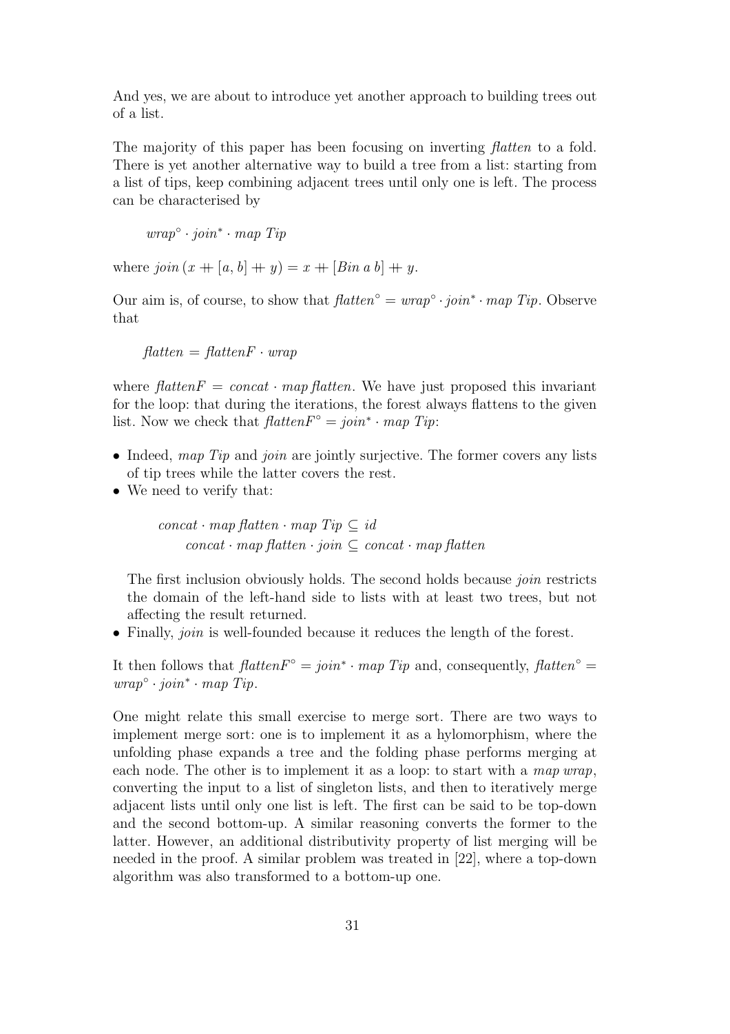And yes, we are about to introduce yet another approach to building trees out of a list.

The majority of this paper has been focusing on inverting *flatten* to a fold. There is yet another alternative way to build a tree from a list: starting from a list of tips, keep combining adjacent trees until only one is left. The process can be characterised by

$$wrap^{\circ} \cdot join^{*} \cdot map\ Tip$$

where $join\,(x +\!\!+ [a, b] +\!\!+ y) = x +\!\!+ [Bin\ a\ b] +\!\!+ y$.

Our aim is, of course, to show that $flatten^{\circ} = wrap^{\circ} \cdot join^{*} \cdot map\ Tip$. Observe that

$$flatten = flattenF \cdot wrap$$

where $flattenF = concat \cdot map\ flatten$. We have just proposed this invariant for the loop: that during the iterations, the forest always flattens to the given list. Now we check that $flattenF^{\circ} = join^{*} \cdot map\ Tip$:

- Indeed, $map\ Tip$ and $join$ are jointly surjective. The former covers any lists of tip trees while the latter covers the rest.
- We need to verify that:

  $$concat \cdot map\ flatten \cdot map\ Tip \subseteq id$$
  $$concat \cdot map\ flatten \cdot join \subseteq concat \cdot map\ flatten$$

  The first inclusion obviously holds. The second holds because *join* restricts the domain of the left-hand side to lists with at least two trees, but not affecting the result returned.
- Finally, *join* is well-founded because it reduces the length of the forest.

It then follows that $flattenF^{\circ} = join^{*} \cdot map\ Tip$ and, consequently, $flatten^{\circ} = wrap^{\circ} \cdot join^{*} \cdot map\ Tip$.

One might relate this small exercise to merge sort. There are two ways to implement merge sort: one is to implement it as a hylomorphism, where the unfolding phase expands a tree and the folding phase performs merging at each node. The other is to implement it as a loop: to start with a *map wrap*, converting the input to a list of singleton lists, and then to iteratively merge adjacent lists until only one list is left. The first can be said to be top-down and the second bottom-up. A similar reasoning converts the former to the latter. However, an additional distributivity property of list merging will be needed in the proof. A similar problem was treated in [22], where a top-down algorithm was also transformed to a bottom-up one.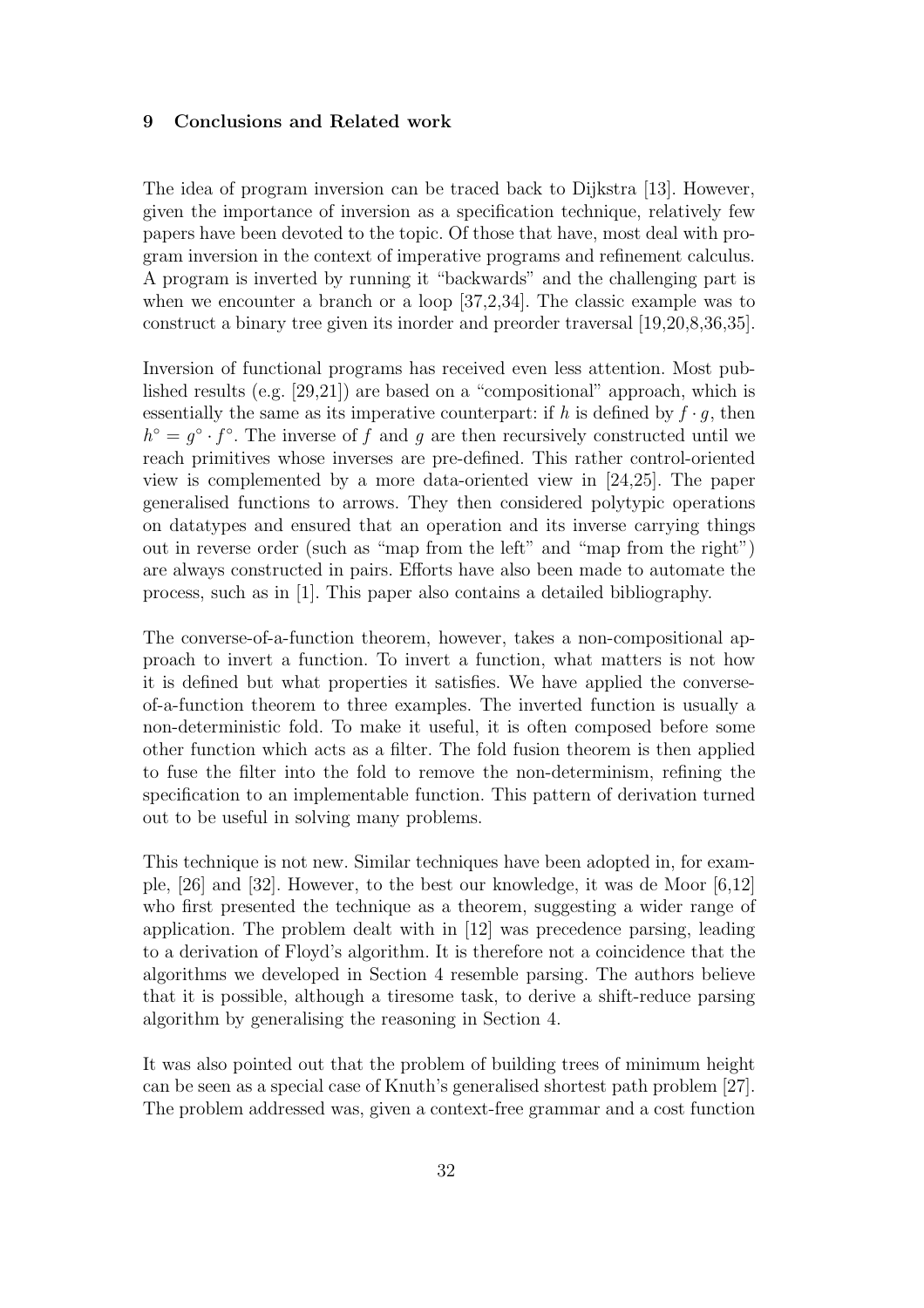## 9 Conclusions and Related work

The idea of program inversion can be traced back to Dijkstra [13]. However, given the importance of inversion as a specification technique, relatively few papers have been devoted to the topic. Of those that have, most deal with program inversion in the context of imperative programs and refinement calculus. A program is inverted by running it "backwards" and the challenging part is when we encounter a branch or a loop [37,2,34]. The classic example was to construct a binary tree given its inorder and preorder traversal [19,20,8,36,35].

Inversion of functional programs has received even less attention. Most published results (e.g. [29,21]) are based on a "compositional" approach, which is essentially the same as its imperative counterpart: if $h$ is defined by $f \cdot g$, then $h^{\circ} = g^{\circ} \cdot f^{\circ}$. The inverse of $f$ and $g$ are then recursively constructed until we reach primitives whose inverses are pre-defined. This rather control-oriented view is complemented by a more data-oriented view in [24,25]. The paper generalised functions to arrows. They then considered polytypic operations on datatypes and ensured that an operation and its inverse carrying things out in reverse order (such as "map from the left" and "map from the right") are always constructed in pairs. Efforts have also been made to automate the process, such as in [1]. This paper also contains a detailed bibliography.

The converse-of-a-function theorem, however, takes a non-compositional approach to invert a function. To invert a function, what matters is not how it is defined but what properties it satisfies. We have applied the converse-of-a-function theorem to three examples. The inverted function is usually a non-deterministic fold. To make it useful, it is often composed before some other function which acts as a filter. The fold fusion theorem is then applied to fuse the filter into the fold to remove the non-determinism, refining the specification to an implementable function. This pattern of derivation turned out to be useful in solving many problems.

This technique is not new. Similar techniques have been adopted in, for example, [26] and [32]. However, to the best our knowledge, it was de Moor [6,12] who first presented the technique as a theorem, suggesting a wider range of application. The problem dealt with in [12] was precedence parsing, leading to a derivation of Floyd's algorithm. It is therefore not a coincidence that the algorithms we developed in Section 4 resemble parsing. The authors believe that it is possible, although a tiresome task, to derive a shift-reduce parsing algorithm by generalising the reasoning in Section 4.

It was also pointed out that the problem of building trees of minimum height can be seen as a special case of Knuth's generalised shortest path problem [27]. The problem addressed was, given a context-free grammar and a cost function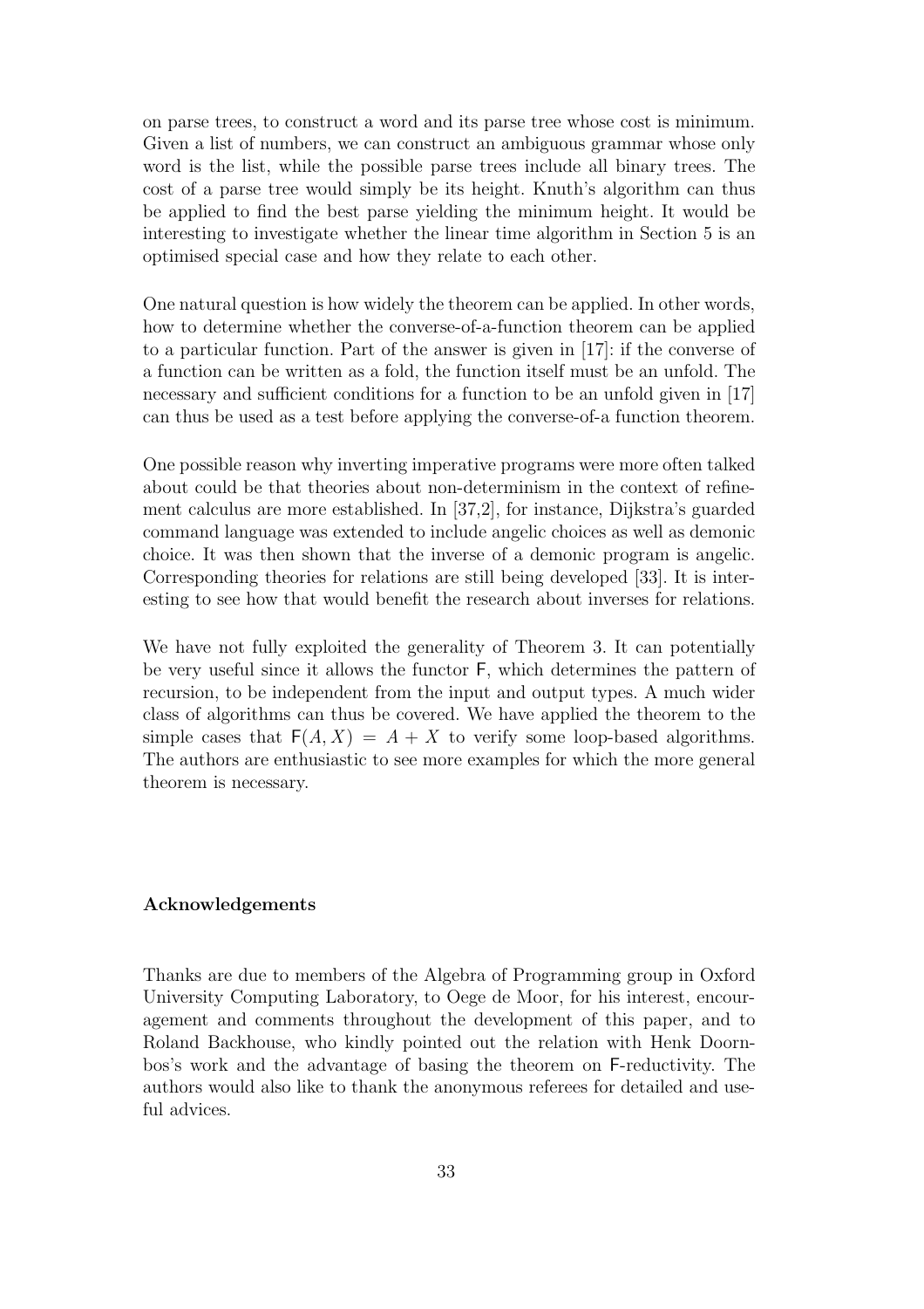on parse trees, to construct a word and its parse tree whose cost is minimum. Given a list of numbers, we can construct an ambiguous grammar whose only word is the list, while the possible parse trees include all binary trees. The cost of a parse tree would simply be its height. Knuth's algorithm can thus be applied to find the best parse yielding the minimum height. It would be interesting to investigate whether the linear time algorithm in Section 5 is an optimised special case and how they relate to each other.

One natural question is how widely the theorem can be applied. In other words, how to determine whether the converse-of-a-function theorem can be applied to a particular function. Part of the answer is given in [17]: if the converse of a function can be written as a fold, the function itself must be an unfold. The necessary and sufficient conditions for a function to be an unfold given in [17] can thus be used as a test before applying the converse-of-a function theorem.

One possible reason why inverting imperative programs were more often talked about could be that theories about non-determinism in the context of refinement calculus are more established. In [37,2], for instance, Dijkstra's guarded command language was extended to include angelic choices as well as demonic choice. It was then shown that the inverse of a demonic program is angelic. Corresponding theories for relations are still being developed [33]. It is interesting to see how that would benefit the research about inverses for relations.

We have not fully exploited the generality of Theorem 3. It can potentially be very useful since it allows the functor $\mathsf{F}$, which determines the pattern of recursion, to be independent from the input and output types. A much wider class of algorithms can thus be covered. We have applied the theorem to the simple cases that $\mathsf{F}(A, X) = A + X$ to verify some loop-based algorithms. The authors are enthusiastic to see more examples for which the more general theorem is necessary.

## Acknowledgements

Thanks are due to members of the Algebra of Programming group in Oxford University Computing Laboratory, to Oege de Moor, for his interest, encouragement and comments throughout the development of this paper, and to Roland Backhouse, who kindly pointed out the relation with Henk Doornbos's work and the advantage of basing the theorem on $\mathsf{F}$-reductivity. The authors would also like to thank the anonymous referees for detailed and useful advices.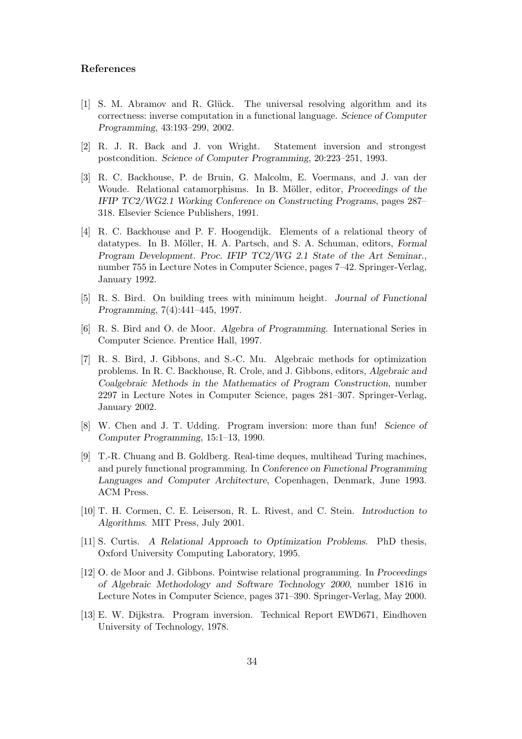## References

[1] S. M. Abramov and R. Glück. The universal resolving algorithm and its correctness: inverse computation in a functional language. *Science of Computer Programming*, 43:193–299, 2002.

[2] R. J. R. Back and J. von Wright. Statement inversion and strongest postcondition. *Science of Computer Programming*, 20:223–251, 1993.

[3] R. C. Backhouse, P. de Bruin, G. Malcolm, E. Voermans, and J. van der Woude. Relational catamorphisms. In B. Möller, editor, *Proceedings of the IFIP TC2/WG2.1 Working Conference on Constructing Programs*, pages 287–318. Elsevier Science Publishers, 1991.

[4] R. C. Backhouse and P. F. Hoogendijk. Elements of a relational theory of datatypes. In B. Möller, H. A. Partsch, and S. A. Schuman, editors, *Formal Program Development. Proc. IFIP TC2/WG 2.1 State of the Art Seminar.*, number 755 in Lecture Notes in Computer Science, pages 7–42. Springer-Verlag, January 1992.

[5] R. S. Bird. On building trees with minimum height. *Journal of Functional Programming*, 7(4):441–445, 1997.

[6] R. S. Bird and O. de Moor. *Algebra of Programming*. International Series in Computer Science. Prentice Hall, 1997.

[7] R. S. Bird, J. Gibbons, and S.-C. Mu. Algebraic methods for optimization problems. In R. C. Backhouse, R. Crole, and J. Gibbons, editors, *Algebraic and Coalgebraic Methods in the Mathematics of Program Construction*, number 2297 in Lecture Notes in Computer Science, pages 281–307. Springer-Verlag, January 2002.

[8] W. Chen and J. T. Udding. Program inversion: more than fun! *Science of Computer Programming*, 15:1–13, 1990.

[9] T.-R. Chuang and B. Goldberg. Real-time deques, multihead Turing machines, and purely functional programming. In *Conference on Functional Programming Languages and Computer Architecture*, Copenhagen, Denmark, June 1993. ACM Press.

[10] T. H. Cormen, C. E. Leiserson, R. L. Rivest, and C. Stein. *Introduction to Algorithms*. MIT Press, July 2001.

[11] S. Curtis. *A Relational Approach to Optimization Problems*. PhD thesis, Oxford University Computing Laboratory, 1995.

[12] O. de Moor and J. Gibbons. Pointwise relational programming. In *Proceedings of Algebraic Methodology and Software Technology 2000*, number 1816 in Lecture Notes in Computer Science, pages 371–390. Springer-Verlag, May 2000.

[13] E. W. Dijkstra. Program inversion. Technical Report EWD671, Eindhoven University of Technology, 1978.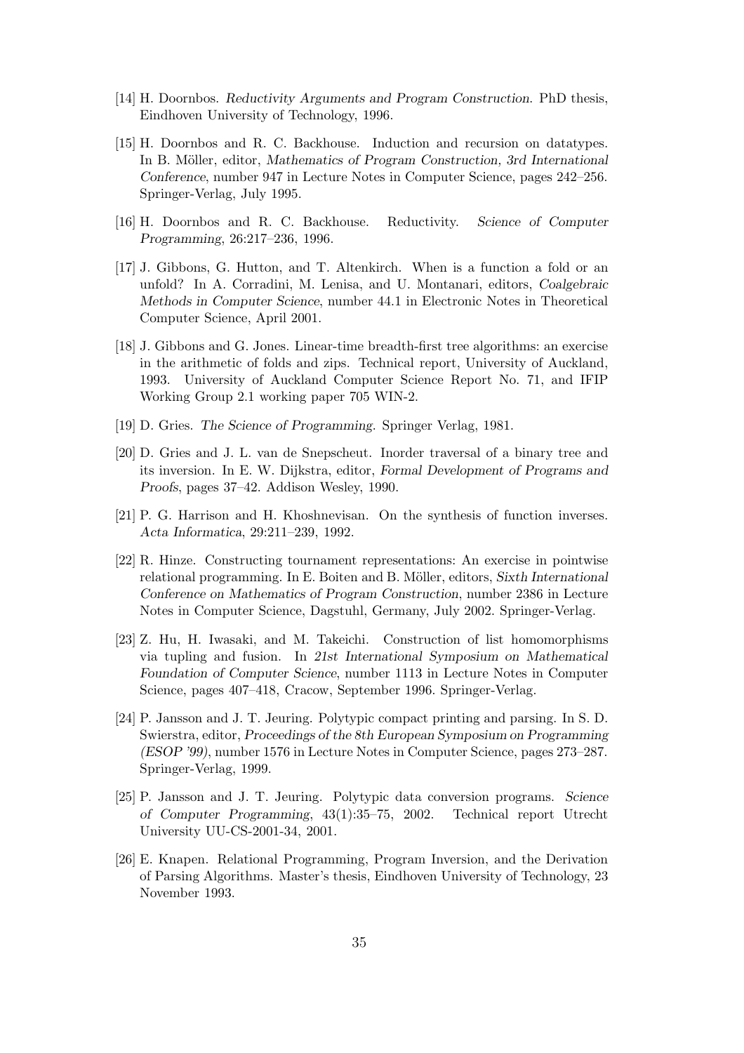[14] H. Doornbos. *Reductivity Arguments and Program Construction*. PhD thesis, Eindhoven University of Technology, 1996.

[15] H. Doornbos and R. C. Backhouse. Induction and recursion on datatypes. In B. Möller, editor, *Mathematics of Program Construction, 3rd International Conference*, number 947 in Lecture Notes in Computer Science, pages 242–256. Springer-Verlag, July 1995.

[16] H. Doornbos and R. C. Backhouse. Reductivity. *Science of Computer Programming*, 26:217–236, 1996.

[17] J. Gibbons, G. Hutton, and T. Altenkirch. When is a function a fold or an unfold? In A. Corradini, M. Lenisa, and U. Montanari, editors, *Coalgebraic Methods in Computer Science*, number 44.1 in Electronic Notes in Theoretical Computer Science, April 2001.

[18] J. Gibbons and G. Jones. Linear-time breadth-first tree algorithms: an exercise in the arithmetic of folds and zips. Technical report, University of Auckland, 1993. University of Auckland Computer Science Report No. 71, and IFIP Working Group 2.1 working paper 705 WIN-2.

[19] D. Gries. *The Science of Programming*. Springer Verlag, 1981.

[20] D. Gries and J. L. van de Snepscheut. Inorder traversal of a binary tree and its inversion. In E. W. Dijkstra, editor, *Formal Development of Programs and Proofs*, pages 37–42. Addison Wesley, 1990.

[21] P. G. Harrison and H. Khoshnevisan. On the synthesis of function inverses. *Acta Informatica*, 29:211–239, 1992.

[22] R. Hinze. Constructing tournament representations: An exercise in pointwise relational programming. In E. Boiten and B. Möller, editors, *Sixth International Conference on Mathematics of Program Construction*, number 2386 in Lecture Notes in Computer Science, Dagstuhl, Germany, July 2002. Springer-Verlag.

[23] Z. Hu, H. Iwasaki, and M. Takeichi. Construction of list homomorphisms via tupling and fusion. In *21st International Symposium on Mathematical Foundation of Computer Science*, number 1113 in Lecture Notes in Computer Science, pages 407–418, Cracow, September 1996. Springer-Verlag.

[24] P. Jansson and J. T. Jeuring. Polytypic compact printing and parsing. In S. D. Swierstra, editor, *Proceedings of the 8th European Symposium on Programming (ESOP '99)*, number 1576 in Lecture Notes in Computer Science, pages 273–287. Springer-Verlag, 1999.

[25] P. Jansson and J. T. Jeuring. Polytypic data conversion programs. *Science of Computer Programming*, 43(1):35–75, 2002. Technical report Utrecht University UU-CS-2001-34, 2001.

[26] E. Knapen. Relational Programming, Program Inversion, and the Derivation of Parsing Algorithms. Master's thesis, Eindhoven University of Technology, 23 November 1993.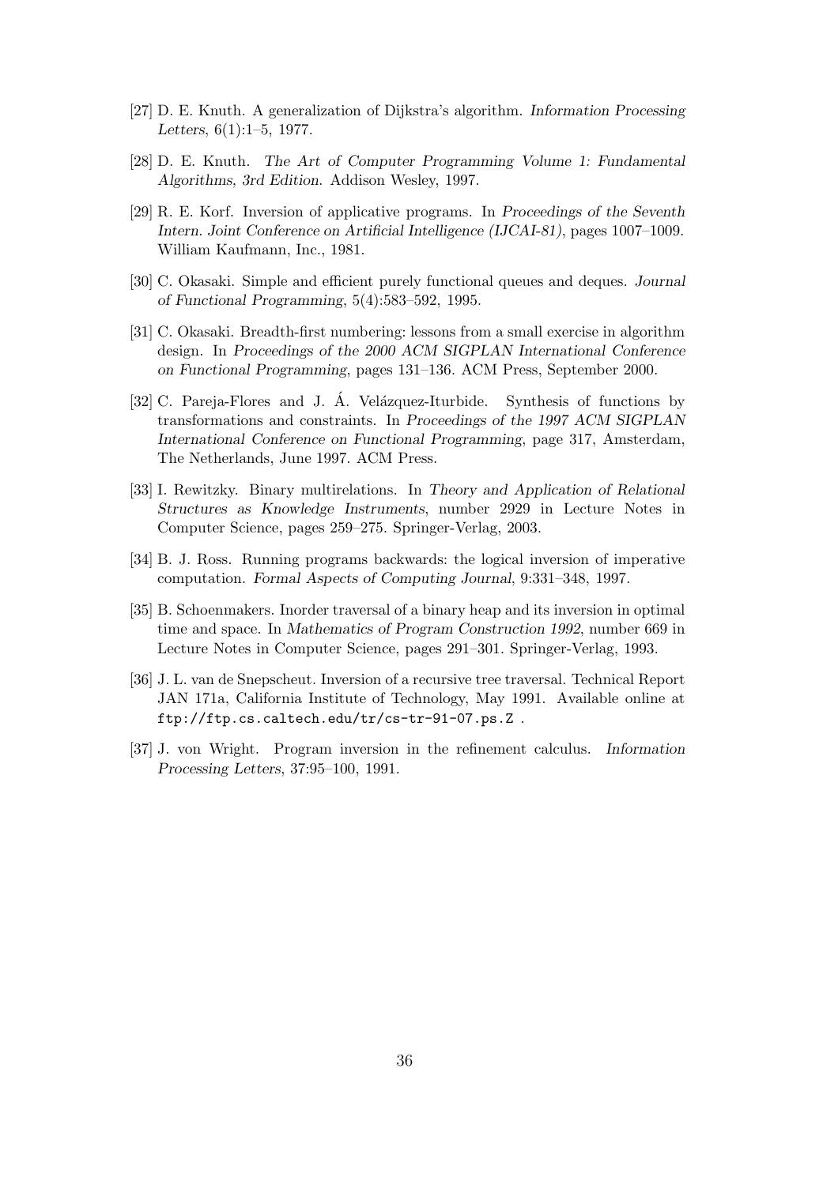[27] D. E. Knuth. A generalization of Dijkstra's algorithm. *Information Processing Letters*, 6(1):1–5, 1977.

[28] D. E. Knuth. *The Art of Computer Programming Volume 1: Fundamental Algorithms, 3rd Edition*. Addison Wesley, 1997.

[29] R. E. Korf. Inversion of applicative programs. In *Proceedings of the Seventh Intern. Joint Conference on Artificial Intelligence (IJCAI-81)*, pages 1007–1009. William Kaufmann, Inc., 1981.

[30] C. Okasaki. Simple and efficient purely functional queues and deques. *Journal of Functional Programming*, 5(4):583–592, 1995.

[31] C. Okasaki. Breadth-first numbering: lessons from a small exercise in algorithm design. In *Proceedings of the 2000 ACM SIGPLAN International Conference on Functional Programming*, pages 131–136. ACM Press, September 2000.

[32] C. Pareja-Flores and J. Á. Velázquez-Iturbide. Synthesis of functions by transformations and constraints. In *Proceedings of the 1997 ACM SIGPLAN International Conference on Functional Programming*, page 317, Amsterdam, The Netherlands, June 1997. ACM Press.

[33] I. Rewitzky. Binary multirelations. In *Theory and Application of Relational Structures as Knowledge Instruments*, number 2929 in Lecture Notes in Computer Science, pages 259–275. Springer-Verlag, 2003.

[34] B. J. Ross. Running programs backwards: the logical inversion of imperative computation. *Formal Aspects of Computing Journal*, 9:331–348, 1997.

[35] B. Schoenmakers. Inorder traversal of a binary heap and its inversion in optimal time and space. In *Mathematics of Program Construction 1992*, number 669 in Lecture Notes in Computer Science, pages 291–301. Springer-Verlag, 1993.

[36] J. L. van de Snepscheut. Inversion of a recursive tree traversal. Technical Report JAN 171a, California Institute of Technology, May 1991. Available online at `ftp://ftp.cs.caltech.edu/tr/cs-tr-91-07.ps.Z` .

[37] J. von Wright. Program inversion in the refinement calculus. *Information Processing Letters*, 37:95–100, 1991.